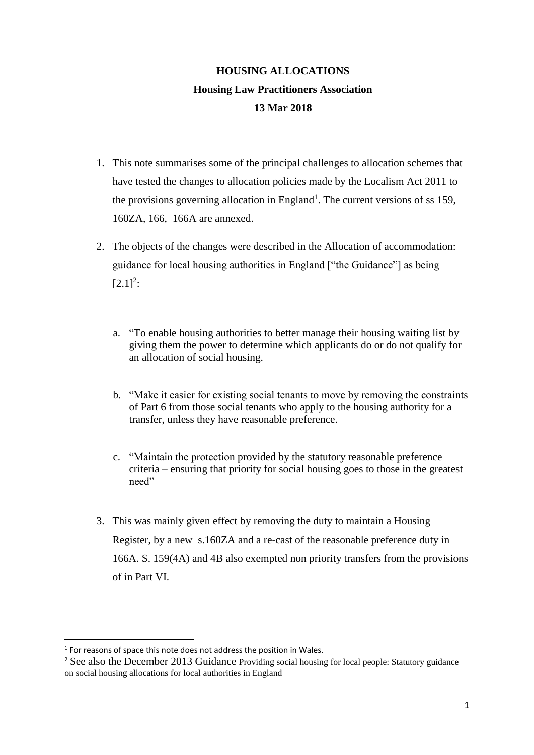**HOUSING ALLOCATIONS**

**Housing Law Practitioners Association**

**13 Mar 2018**

1. This note summarises some of the principal challenges to allocation schemes that have tested the changes to allocation policies made by the Localism Act 2011 to the provisions governing allocation in England[1]. The current versions of ss 159, 160ZA, 166, 166A are annexed.

2. The objects of the changes were described in the Allocation of accommodation: guidance for local housing authorities in England ["the Guidance"] as being [2.1][2]:

   a. "To enable housing authorities to better manage their housing waiting list by giving them the power to determine which applicants do or do not qualify for an allocation of social housing.

   b. "Make it easier for existing social tenants to move by removing the constraints of Part 6 from those social tenants who apply to the housing authority for a transfer, unless they have reasonable preference.

   c. "Maintain the protection provided by the statutory reasonable preference criteria – ensuring that priority for social housing goes to those in the greatest need"

3. This was mainly given effect by removing the duty to maintain a Housing Register, by a new s.160ZA and a re-cast of the reasonable preference duty in 166A. S. 159(4A) and 4B also exempted non priority transfers from the provisions of in Part VI.

---

[1] For reasons of space this note does not address the position in Wales.

[2] See also the December 2013 Guidance Providing social housing for local people: Statutory guidance on social housing allocations for local authorities in England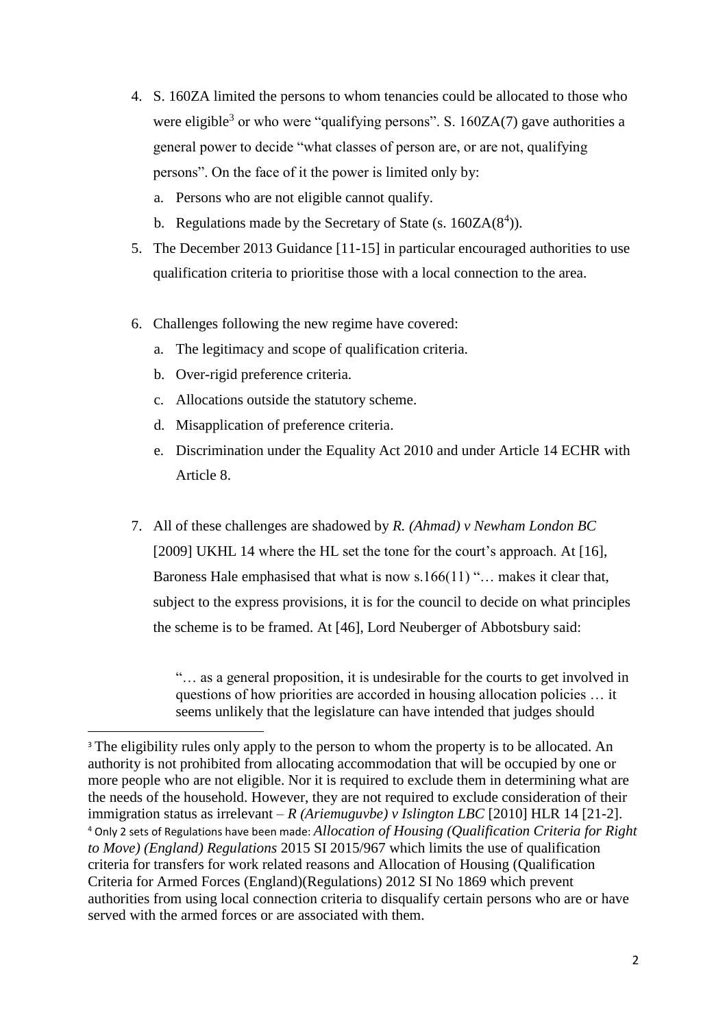4. S. 160ZA limited the persons to whom tenancies could be allocated to those who were eligible[3] or who were "qualifying persons". S. 160ZA(7) gave authorities a general power to decide "what classes of person are, or are not, qualifying persons". On the face of it the power is limited only by:
   a. Persons who are not eligible cannot qualify.
   b. Regulations made by the Secretary of State (s. 160ZA(8[4])).
5. The December 2013 Guidance [11-15] in particular encouraged authorities to use qualification criteria to prioritise those with a local connection to the area.
6. Challenges following the new regime have covered:
   a. The legitimacy and scope of qualification criteria.
   b. Over-rigid preference criteria.
   c. Allocations outside the statutory scheme.
   d. Misapplication of preference criteria.
   e. Discrimination under the Equality Act 2010 and under Article 14 ECHR with Article 8.
7. All of these challenges are shadowed by *R. (Ahmad) v Newham London BC* [2009] UKHL 14 where the HL set the tone for the court's approach. At [16], Baroness Hale emphasised that what is now s.166(11) "… makes it clear that, subject to the express provisions, it is for the council to decide on what principles the scheme is to be framed. At [46], Lord Neuberger of Abbotsbury said:

   > "… as a general proposition, it is undesirable for the courts to get involved in questions of how priorities are accorded in housing allocation policies … it seems unlikely that the legislature can have intended that judges should

---

[3] The eligibility rules only apply to the person to whom the property is to be allocated. An authority is not prohibited from allocating accommodation that will be occupied by one or more people who are not eligible. Nor it is required to exclude them in determining what are the needs of the household. However, they are not required to exclude consideration of their immigration status as irrelevant – *R (Ariemuguvbe) v Islington LBC* [2010] HLR 14 [21-2].

[4] Only 2 sets of Regulations have been made: *Allocation of Housing (Qualification Criteria for Right to Move) (England) Regulations* 2015 SI 2015/967 which limits the use of qualification criteria for transfers for work related reasons and Allocation of Housing (Qualification Criteria for Armed Forces (England)(Regulations) 2012 SI No 1869 which prevent authorities from using local connection criteria to disqualify certain persons who are or have served with the armed forces or are associated with them.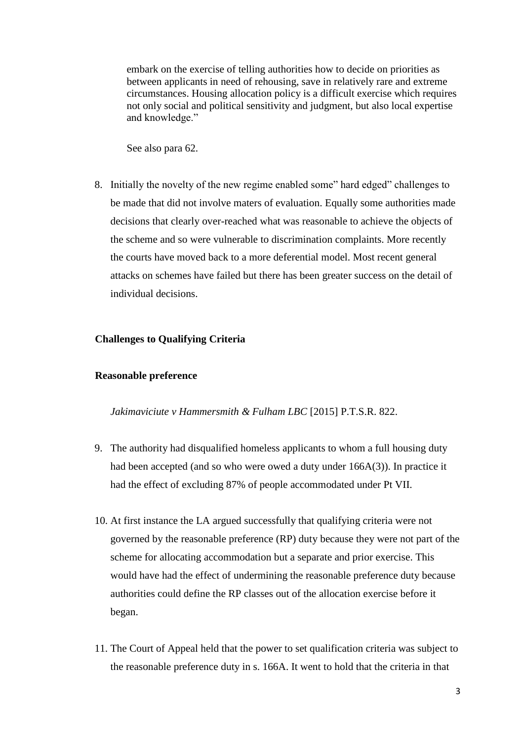> embark on the exercise of telling authorities how to decide on priorities as between applicants in need of rehousing, save in relatively rare and extreme circumstances. Housing allocation policy is a difficult exercise which requires not only social and political sensitivity and judgment, but also local expertise and knowledge."
>
> See also para 62.

8. Initially the novelty of the new regime enabled some" hard edged" challenges to be made that did not involve maters of evaluation. Equally some authorities made decisions that clearly over-reached what was reasonable to achieve the objects of the scheme and so were vulnerable to discrimination complaints. More recently the courts have moved back to a more deferential model. Most recent general attacks on schemes have failed but there has been greater success on the detail of individual decisions.

**Challenges to Qualifying Criteria**

**Reasonable preference**

*Jakimaviciute v Hammersmith & Fulham LBC* [2015] P.T.S.R. 822.

9. The authority had disqualified homeless applicants to whom a full housing duty had been accepted (and so who were owed a duty under 166A(3)). In practice it had the effect of excluding 87% of people accommodated under Pt VII.

10. At first instance the LA argued successfully that qualifying criteria were not governed by the reasonable preference (RP) duty because they were not part of the scheme for allocating accommodation but a separate and prior exercise. This would have had the effect of undermining the reasonable preference duty because authorities could define the RP classes out of the allocation exercise before it began.

11. The Court of Appeal held that the power to set qualification criteria was subject to the reasonable preference duty in s. 166A. It went to hold that the criteria in that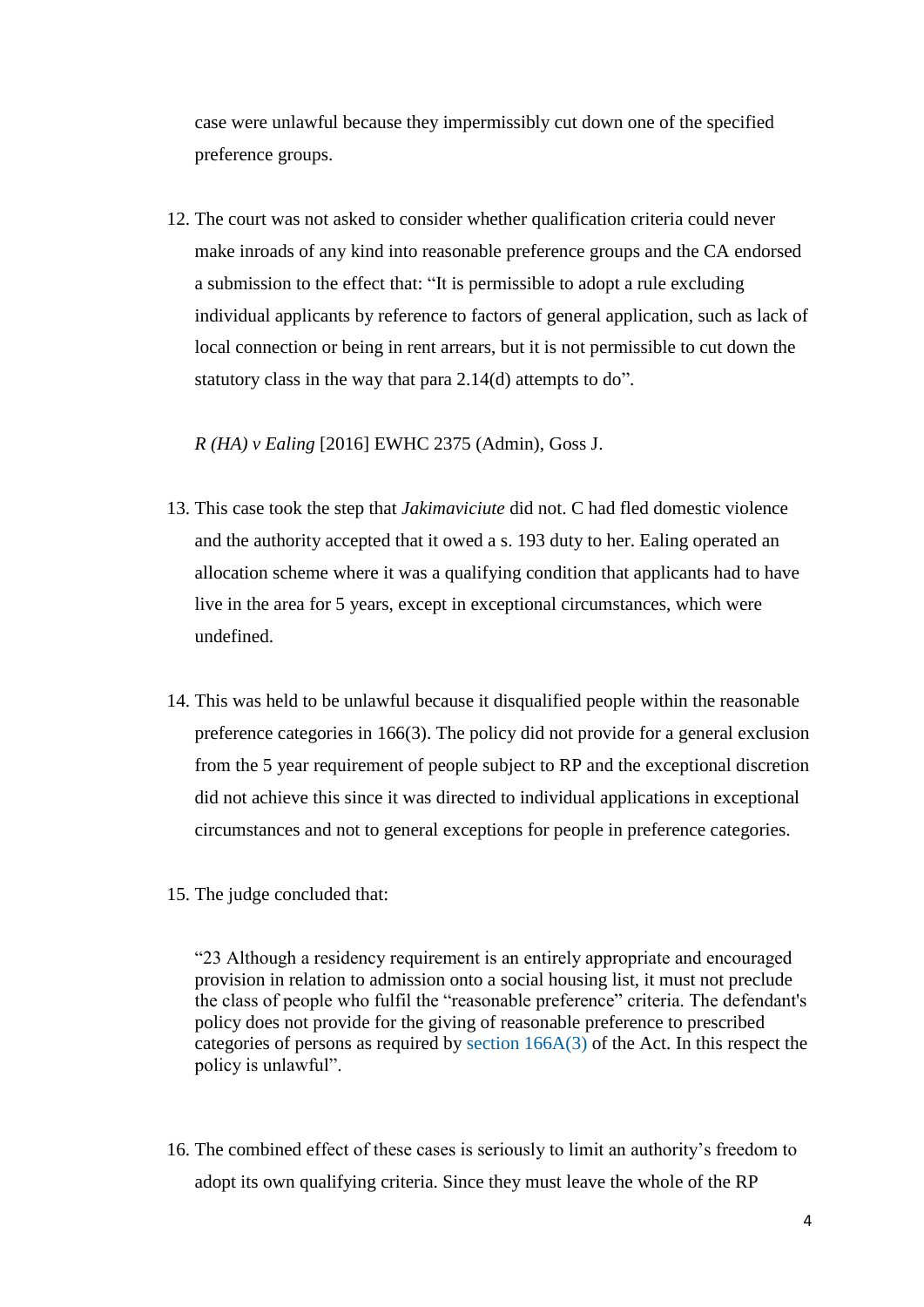case were unlawful because they impermissibly cut down one of the specified preference groups.

12. The court was not asked to consider whether qualification criteria could never make inroads of any kind into reasonable preference groups and the CA endorsed a submission to the effect that: "It is permissible to adopt a rule excluding individual applicants by reference to factors of general application, such as lack of local connection or being in rent arrears, but it is not permissible to cut down the statutory class in the way that para 2.14(d) attempts to do".

*R (HA) v Ealing* [2016] EWHC 2375 (Admin), Goss J.

13. This case took the step that *Jakimaviciute* did not. C had fled domestic violence and the authority accepted that it owed a s. 193 duty to her. Ealing operated an allocation scheme where it was a qualifying condition that applicants had to have live in the area for 5 years, except in exceptional circumstances, which were undefined.

14. This was held to be unlawful because it disqualified people within the reasonable preference categories in 166(3). The policy did not provide for a general exclusion from the 5 year requirement of people subject to RP and the exceptional discretion did not achieve this since it was directed to individual applications in exceptional circumstances and not to general exceptions for people in preference categories.

15. The judge concluded that:

> "23 Although a residency requirement is an entirely appropriate and encouraged provision in relation to admission onto a social housing list, it must not preclude the class of people who fulfil the "reasonable preference" criteria. The defendant's policy does not provide for the giving of reasonable preference to prescribed categories of persons as required by section 166A(3) of the Act. In this respect the policy is unlawful".

16. The combined effect of these cases is seriously to limit an authority's freedom to adopt its own qualifying criteria. Since they must leave the whole of the RP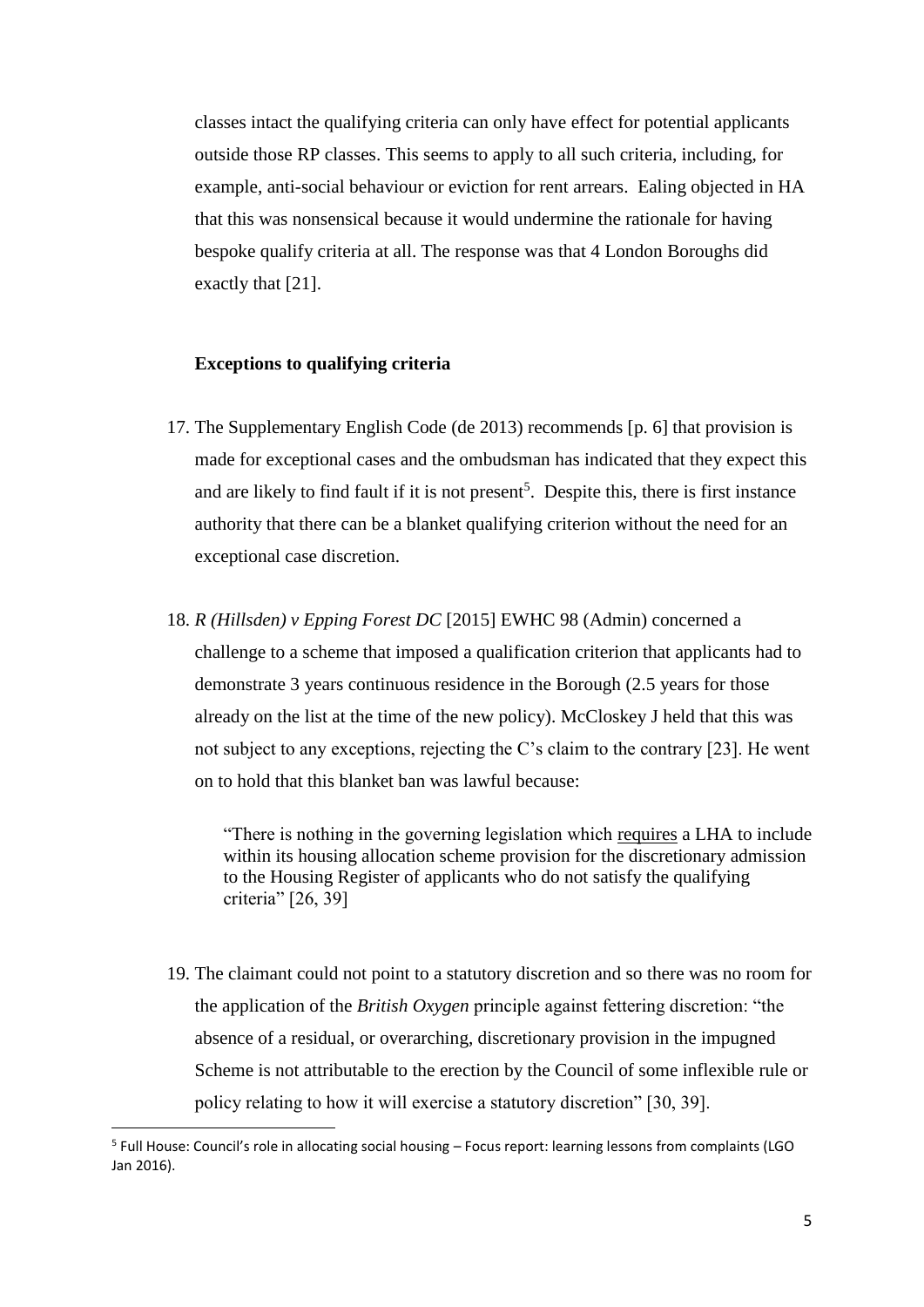classes intact the qualifying criteria can only have effect for potential applicants outside those RP classes. This seems to apply to all such criteria, including, for example, anti-social behaviour or eviction for rent arrears. Ealing objected in HA that this was nonsensical because it would undermine the rationale for having bespoke qualify criteria at all. The response was that 4 London Boroughs did exactly that [21].

**Exceptions to qualifying criteria**

17. The Supplementary English Code (de 2013) recommends [p. 6] that provision is made for exceptional cases and the ombudsman has indicated that they expect this and are likely to find fault if it is not present[5]. Despite this, there is first instance authority that there can be a blanket qualifying criterion without the need for an exceptional case discretion.

18. *R (Hillsden) v Epping Forest DC* [2015] EWHC 98 (Admin) concerned a challenge to a scheme that imposed a qualification criterion that applicants had to demonstrate 3 years continuous residence in the Borough (2.5 years for those already on the list at the time of the new policy). McCloskey J held that this was not subject to any exceptions, rejecting the C's claim to the contrary [23]. He went on to hold that this blanket ban was lawful because:

    > "There is nothing in the governing legislation which <u>requires</u> a LHA to include within its housing allocation scheme provision for the discretionary admission to the Housing Register of applicants who do not satisfy the qualifying criteria" [26, 39]

19. The claimant could not point to a statutory discretion and so there was no room for the application of the *British Oxygen* principle against fettering discretion: "the absence of a residual, or overarching, discretionary provision in the impugned Scheme is not attributable to the erection by the Council of some inflexible rule or policy relating to how it will exercise a statutory discretion" [30, 39].

---

[5] Full House: Council's role in allocating social housing – Focus report: learning lessons from complaints (LGO Jan 2016).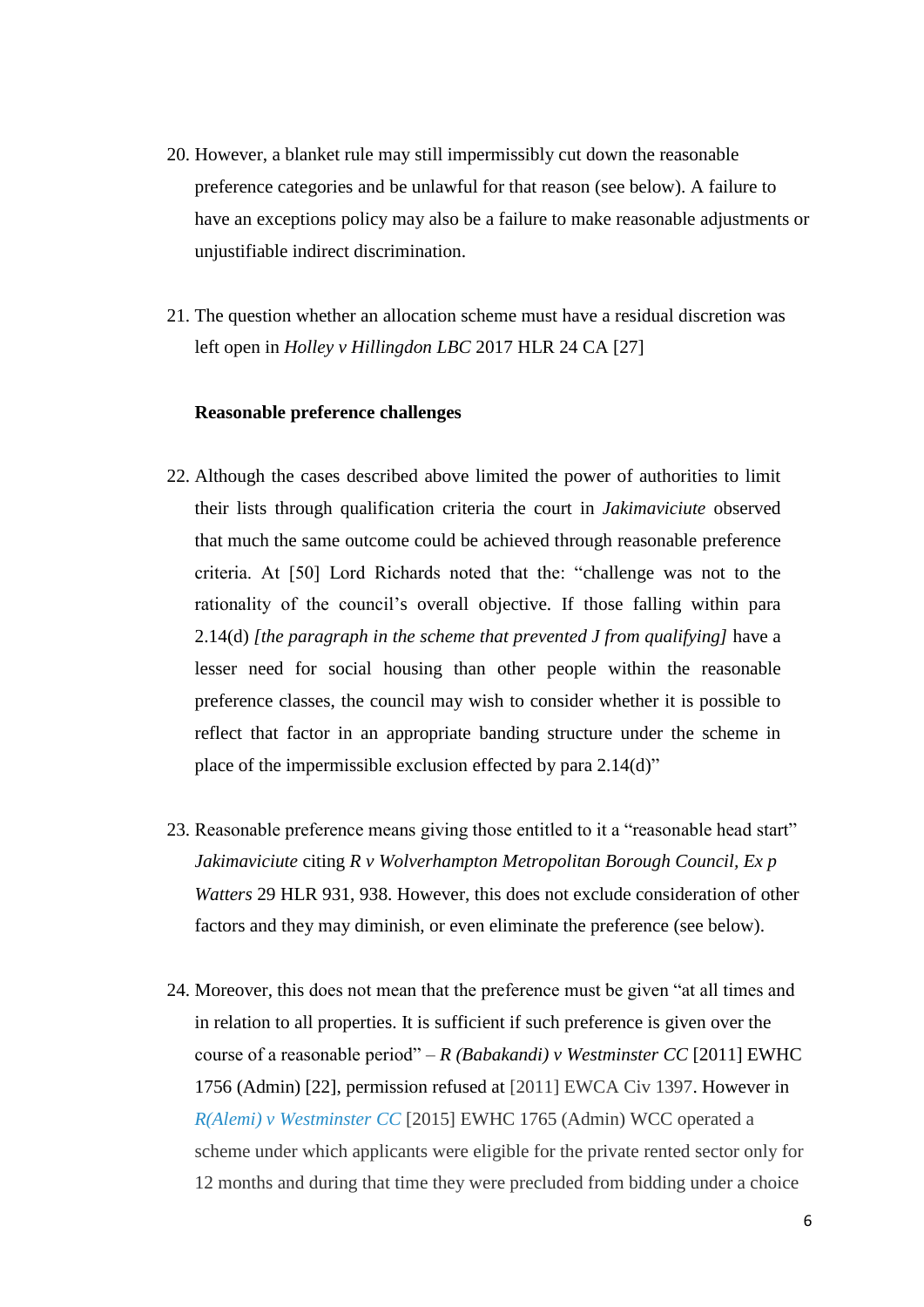20. However, a blanket rule may still impermissibly cut down the reasonable preference categories and be unlawful for that reason (see below). A failure to have an exceptions policy may also be a failure to make reasonable adjustments or unjustifiable indirect discrimination.

21. The question whether an allocation scheme must have a residual discretion was left open in *Holley v Hillingdon LBC* 2017 HLR 24 CA [27]

**Reasonable preference challenges**

22. Although the cases described above limited the power of authorities to limit their lists through qualification criteria the court in *Jakimaviciute* observed that much the same outcome could be achieved through reasonable preference criteria. At [50] Lord Richards noted that the: "challenge was not to the rationality of the council's overall objective. If those falling within para 2.14(d) *[the paragraph in the scheme that prevented J from qualifying]* have a lesser need for social housing than other people within the reasonable preference classes, the council may wish to consider whether it is possible to reflect that factor in an appropriate banding structure under the scheme in place of the impermissible exclusion effected by para 2.14(d)"

23. Reasonable preference means giving those entitled to it a "reasonable head start" *Jakimaviciute* citing *R v Wolverhampton Metropolitan Borough Council, Ex p Watters* 29 HLR 931, 938. However, this does not exclude consideration of other factors and they may diminish, or even eliminate the preference (see below).

24. Moreover, this does not mean that the preference must be given "at all times and in relation to all properties. It is sufficient if such preference is given over the course of a reasonable period" – *R (Babakandi) v Westminster CC* [2011] EWHC 1756 (Admin) [22], permission refused at [2011] EWCA Civ 1397. However in *R(Alemi) v Westminster CC* [2015] EWHC 1765 (Admin) WCC operated a scheme under which applicants were eligible for the private rented sector only for 12 months and during that time they were precluded from bidding under a choice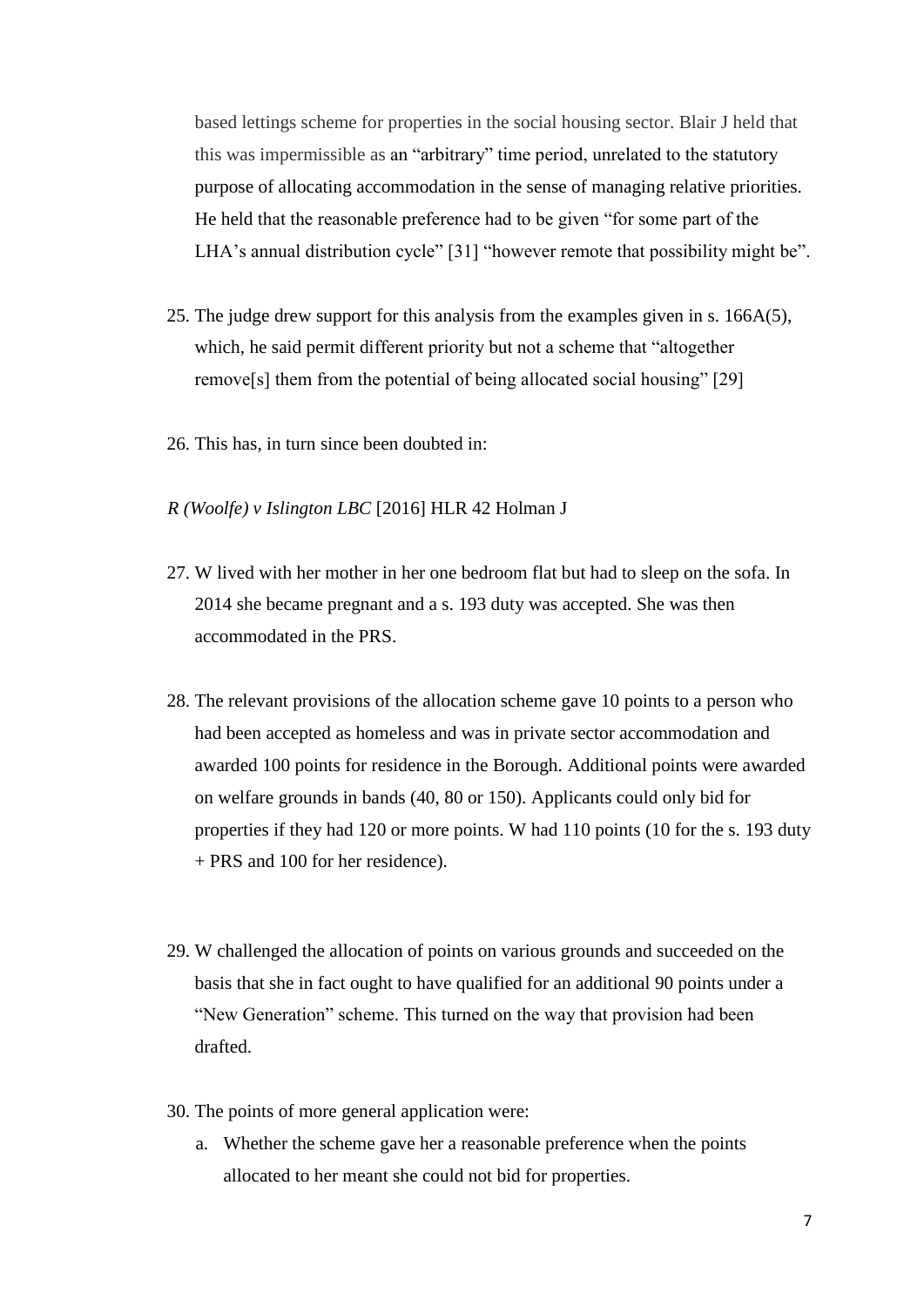based lettings scheme for properties in the social housing sector. Blair J held that this was impermissible as an "arbitrary" time period, unrelated to the statutory purpose of allocating accommodation in the sense of managing relative priorities. He held that the reasonable preference had to be given "for some part of the LHA's annual distribution cycle" [31] "however remote that possibility might be".

25. The judge drew support for this analysis from the examples given in s. 166A(5), which, he said permit different priority but not a scheme that "altogether remove[s] them from the potential of being allocated social housing" [29]

26. This has, in turn since been doubted in:

*R (Woolfe) v Islington LBC* [2016] HLR 42 Holman J

27. W lived with her mother in her one bedroom flat but had to sleep on the sofa. In 2014 she became pregnant and a s. 193 duty was accepted. She was then accommodated in the PRS.

28. The relevant provisions of the allocation scheme gave 10 points to a person who had been accepted as homeless and was in private sector accommodation and awarded 100 points for residence in the Borough. Additional points were awarded on welfare grounds in bands (40, 80 or 150). Applicants could only bid for properties if they had 120 or more points. W had 110 points (10 for the s. 193 duty + PRS and 100 for her residence).

29. W challenged the allocation of points on various grounds and succeeded on the basis that she in fact ought to have qualified for an additional 90 points under a "New Generation" scheme. This turned on the way that provision had been drafted.

30. The points of more general application were:
    a. Whether the scheme gave her a reasonable preference when the points allocated to her meant she could not bid for properties.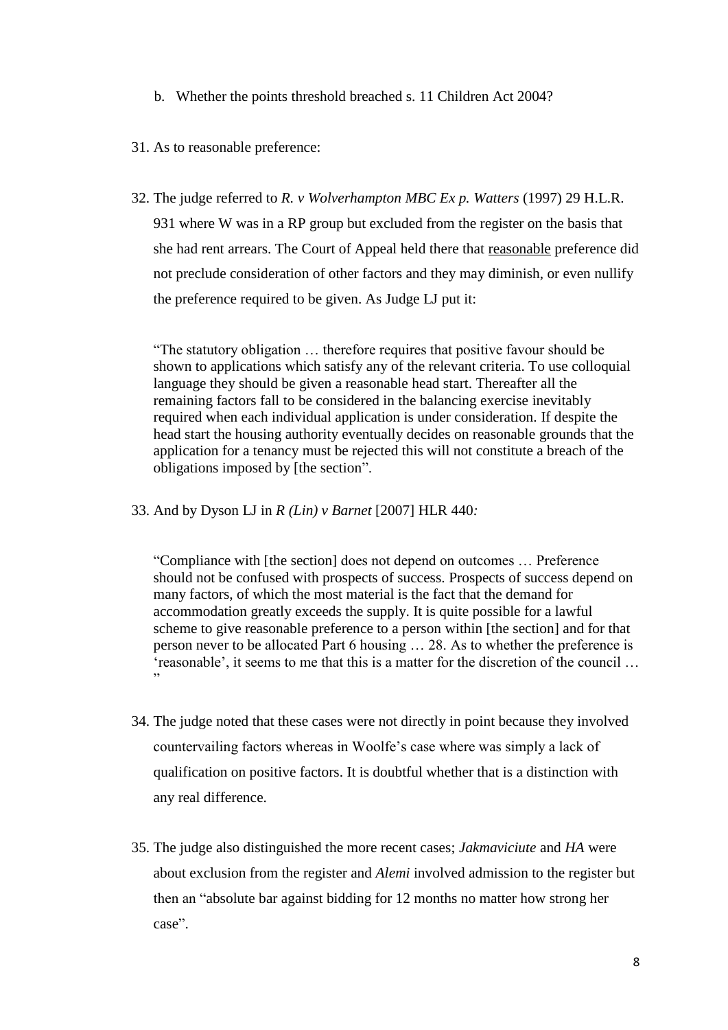b. Whether the points threshold breached s. 11 Children Act 2004?

31. As to reasonable preference:

32. The judge referred to *R. v Wolverhampton MBC Ex p. Watters* (1997) 29 H.L.R. 931 where W was in a RP group but excluded from the register on the basis that she had rent arrears. The Court of Appeal held there that reasonable preference did not preclude consideration of other factors and they may diminish, or even nullify the preference required to be given. As Judge LJ put it:

> "The statutory obligation … therefore requires that positive favour should be shown to applications which satisfy any of the relevant criteria. To use colloquial language they should be given a reasonable head start. Thereafter all the remaining factors fall to be considered in the balancing exercise inevitably required when each individual application is under consideration. If despite the head start the housing authority eventually decides on reasonable grounds that the application for a tenancy must be rejected this will not constitute a breach of the obligations imposed by [the section]".

33. And by Dyson LJ in *R (Lin) v Barnet* [2007] HLR 440*:*

> "Compliance with [the section] does not depend on outcomes … Preference should not be confused with prospects of success. Prospects of success depend on many factors, of which the most material is the fact that the demand for accommodation greatly exceeds the supply. It is quite possible for a lawful scheme to give reasonable preference to a person within [the section] and for that person never to be allocated Part 6 housing … 28. As to whether the preference is 'reasonable', it seems to me that this is a matter for the discretion of the council … "

34. The judge noted that these cases were not directly in point because they involved countervailing factors whereas in Woolfe's case where was simply a lack of qualification on positive factors. It is doubtful whether that is a distinction with any real difference.

35. The judge also distinguished the more recent cases; *Jakmaviciute* and *HA* were about exclusion from the register and *Alemi* involved admission to the register but then an "absolute bar against bidding for 12 months no matter how strong her case".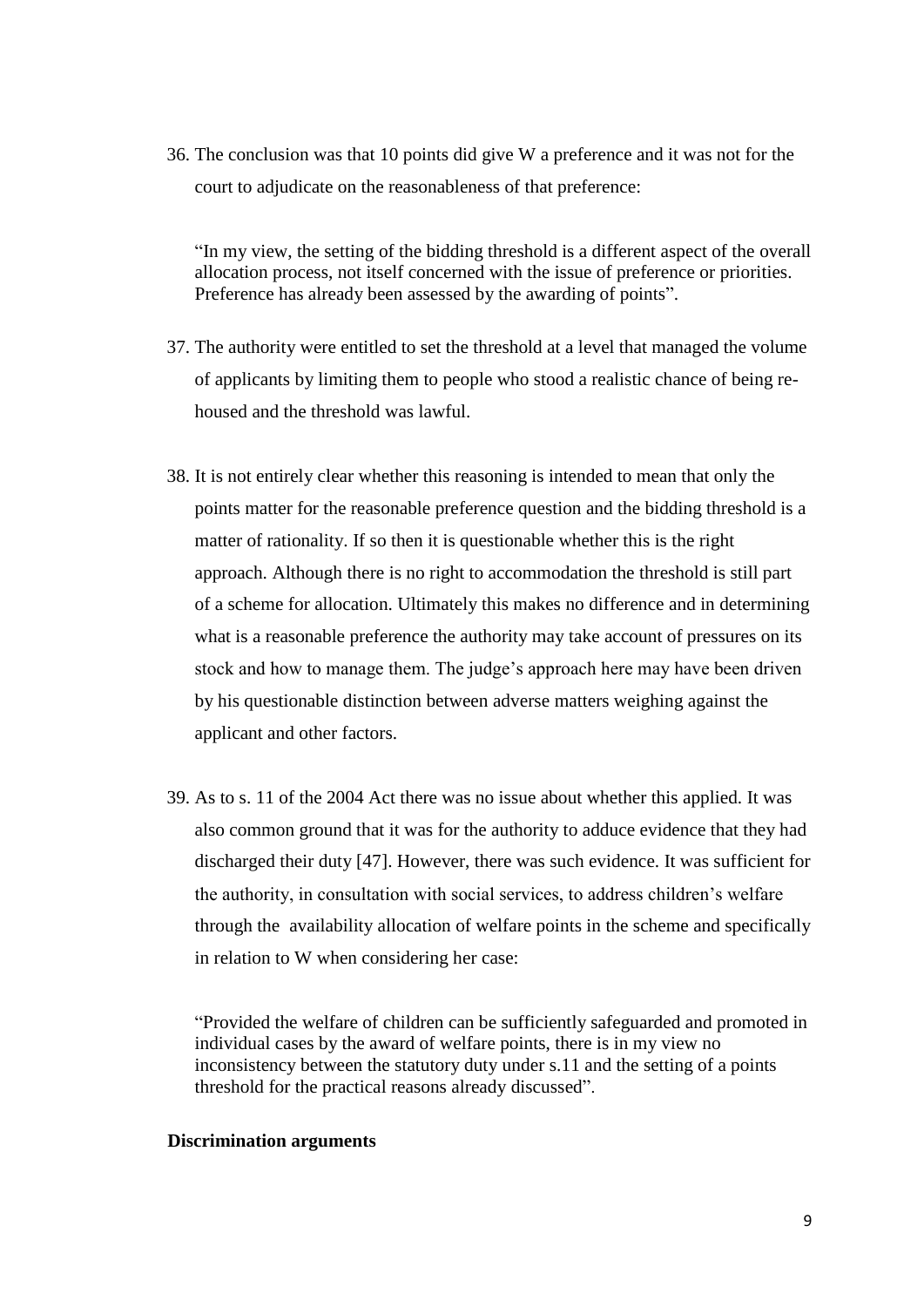36. The conclusion was that 10 points did give W a preference and it was not for the court to adjudicate on the reasonableness of that preference:

> "In my view, the setting of the bidding threshold is a different aspect of the overall allocation process, not itself concerned with the issue of preference or priorities. Preference has already been assessed by the awarding of points".

37. The authority were entitled to set the threshold at a level that managed the volume of applicants by limiting them to people who stood a realistic chance of being re-housed and the threshold was lawful.

38. It is not entirely clear whether this reasoning is intended to mean that only the points matter for the reasonable preference question and the bidding threshold is a matter of rationality. If so then it is questionable whether this is the right approach. Although there is no right to accommodation the threshold is still part of a scheme for allocation. Ultimately this makes no difference and in determining what is a reasonable preference the authority may take account of pressures on its stock and how to manage them. The judge's approach here may have been driven by his questionable distinction between adverse matters weighing against the applicant and other factors.

39. As to s. 11 of the 2004 Act there was no issue about whether this applied. It was also common ground that it was for the authority to adduce evidence that they had discharged their duty [47]. However, there was such evidence. It was sufficient for the authority, in consultation with social services, to address children's welfare through the availability allocation of welfare points in the scheme and specifically in relation to W when considering her case:

> "Provided the welfare of children can be sufficiently safeguarded and promoted in individual cases by the award of welfare points, there is in my view no inconsistency between the statutory duty under s.11 and the setting of a points threshold for the practical reasons already discussed".

**Discrimination arguments**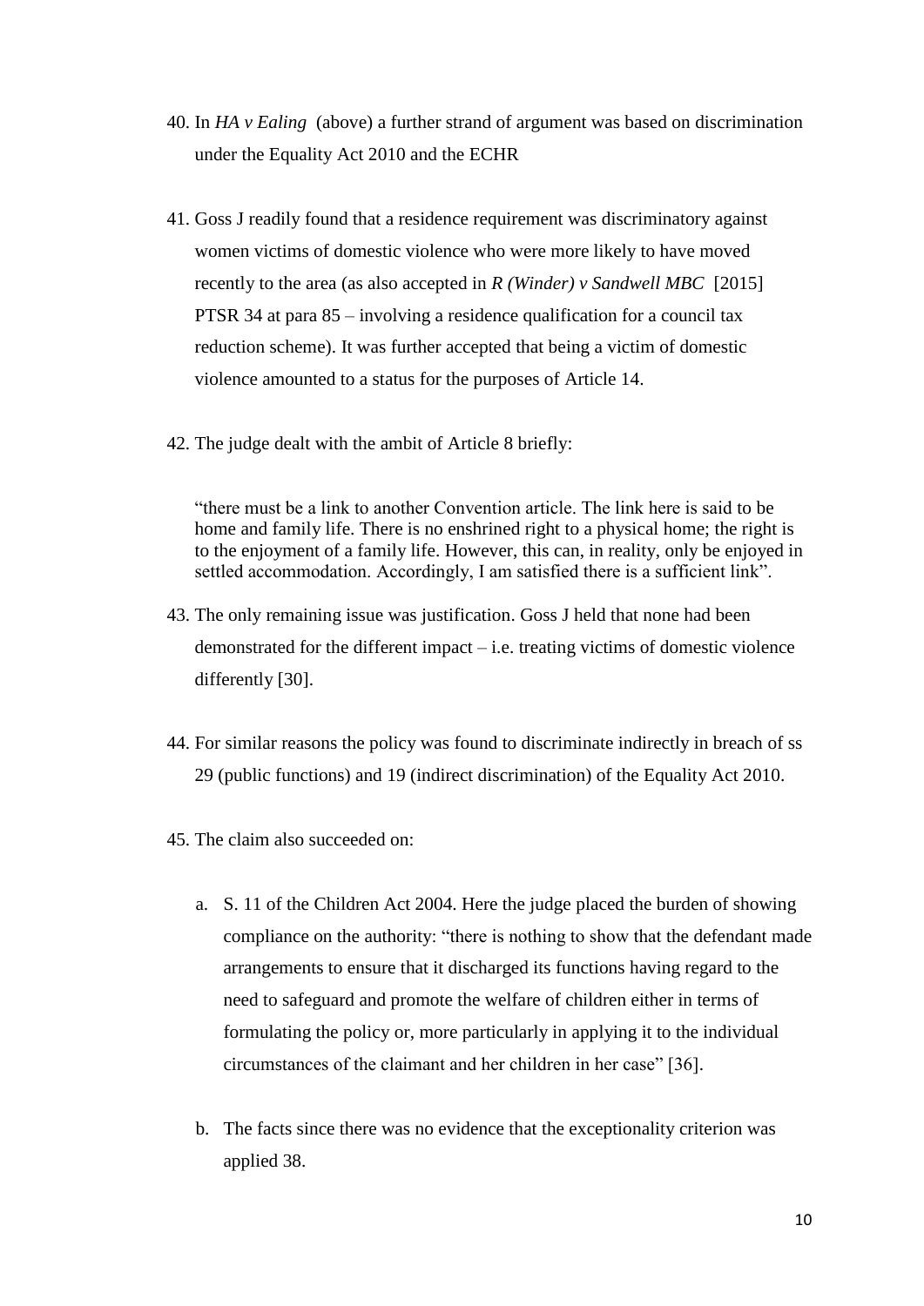40. In *HA v Ealing* (above) a further strand of argument was based on discrimination under the Equality Act 2010 and the ECHR

41. Goss J readily found that a residence requirement was discriminatory against women victims of domestic violence who were more likely to have moved recently to the area (as also accepted in *R (Winder) v Sandwell MBC* [2015] PTSR 34 at para 85 – involving a residence qualification for a council tax reduction scheme). It was further accepted that being a victim of domestic violence amounted to a status for the purposes of Article 14.

42. The judge dealt with the ambit of Article 8 briefly:

> "there must be a link to another Convention article. The link here is said to be home and family life. There is no enshrined right to a physical home; the right is to the enjoyment of a family life. However, this can, in reality, only be enjoyed in settled accommodation. Accordingly, I am satisfied there is a sufficient link".

43. The only remaining issue was justification. Goss J held that none had been demonstrated for the different impact – i.e. treating victims of domestic violence differently [30].

44. For similar reasons the policy was found to discriminate indirectly in breach of ss 29 (public functions) and 19 (indirect discrimination) of the Equality Act 2010.

45. The claim also succeeded on:

    a. S. 11 of the Children Act 2004. Here the judge placed the burden of showing compliance on the authority: "there is nothing to show that the defendant made arrangements to ensure that it discharged its functions having regard to the need to safeguard and promote the welfare of children either in terms of formulating the policy or, more particularly in applying it to the individual circumstances of the claimant and her children in her case" [36].

    b. The facts since there was no evidence that the exceptionality criterion was applied 38.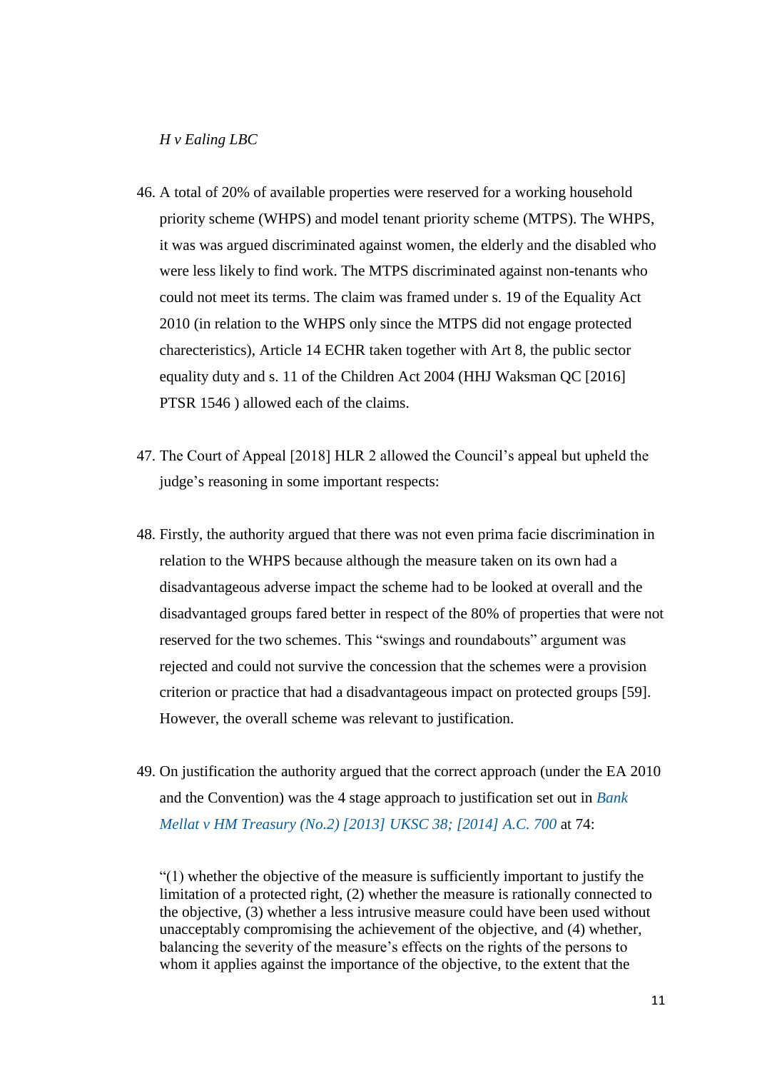*H v Ealing LBC*

46. A total of 20% of available properties were reserved for a working household priority scheme (WHPS) and model tenant priority scheme (MTPS). The WHPS, it was was argued discriminated against women, the elderly and the disabled who were less likely to find work. The MTPS discriminated against non-tenants who could not meet its terms. The claim was framed under s. 19 of the Equality Act 2010 (in relation to the WHPS only since the MTPS did not engage protected charecteristics), Article 14 ECHR taken together with Art 8, the public sector equality duty and s. 11 of the Children Act 2004 (HHJ Waksman QC [2016] PTSR 1546 ) allowed each of the claims.

47. The Court of Appeal [2018] HLR 2 allowed the Council's appeal but upheld the judge's reasoning in some important respects:

48. Firstly, the authority argued that there was not even prima facie discrimination in relation to the WHPS because although the measure taken on its own had a disadvantageous adverse impact the scheme had to be looked at overall and the disadvantaged groups fared better in respect of the 80% of properties that were not reserved for the two schemes. This "swings and roundabouts" argument was rejected and could not survive the concession that the schemes were a provision criterion or practice that had a disadvantageous impact on protected groups [59]. However, the overall scheme was relevant to justification.

49. On justification the authority argued that the correct approach (under the EA 2010 and the Convention) was the 4 stage approach to justification set out in *Bank Mellat v HM Treasury (No.2) [2013] UKSC 38; [2014] A.C. 700* at 74:

> "(1) whether the objective of the measure is sufficiently important to justify the limitation of a protected right, (2) whether the measure is rationally connected to the objective, (3) whether a less intrusive measure could have been used without unacceptably compromising the achievement of the objective, and (4) whether, balancing the severity of the measure's effects on the rights of the persons to whom it applies against the importance of the objective, to the extent that the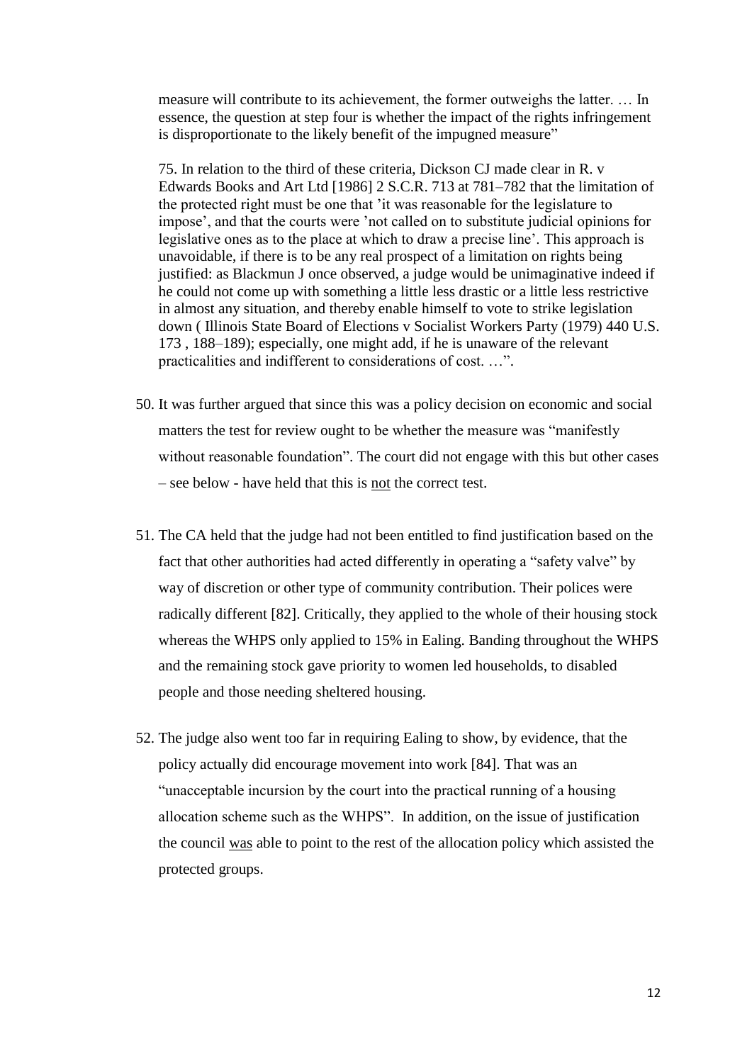> measure will contribute to its achievement, the former outweighs the latter. … In essence, the question at step four is whether the impact of the rights infringement is disproportionate to the likely benefit of the impugned measure"
>
> 75. In relation to the third of these criteria, Dickson CJ made clear in R. v Edwards Books and Art Ltd [1986] 2 S.C.R. 713 at 781–782 that the limitation of the protected right must be one that 'it was reasonable for the legislature to impose', and that the courts were 'not called on to substitute judicial opinions for legislative ones as to the place at which to draw a precise line'. This approach is unavoidable, if there is to be any real prospect of a limitation on rights being justified: as Blackmun J once observed, a judge would be unimaginative indeed if he could not come up with something a little less drastic or a little less restrictive in almost any situation, and thereby enable himself to vote to strike legislation down ( Illinois State Board of Elections v Socialist Workers Party (1979) 440 U.S. 173 , 188–189); especially, one might add, if he is unaware of the relevant practicalities and indifferent to considerations of cost. …".

50. It was further argued that since this was a policy decision on economic and social matters the test for review ought to be whether the measure was "manifestly without reasonable foundation". The court did not engage with this but other cases – see below - have held that this is <u>not</u> the correct test.

51. The CA held that the judge had not been entitled to find justification based on the fact that other authorities had acted differently in operating a "safety valve" by way of discretion or other type of community contribution. Their polices were radically different [82]. Critically, they applied to the whole of their housing stock whereas the WHPS only applied to 15% in Ealing. Banding throughout the WHPS and the remaining stock gave priority to women led households, to disabled people and those needing sheltered housing.

52. The judge also went too far in requiring Ealing to show, by evidence, that the policy actually did encourage movement into work [84]. That was an "unacceptable incursion by the court into the practical running of a housing allocation scheme such as the WHPS". In addition, on the issue of justification the council <u>was</u> able to point to the rest of the allocation policy which assisted the protected groups.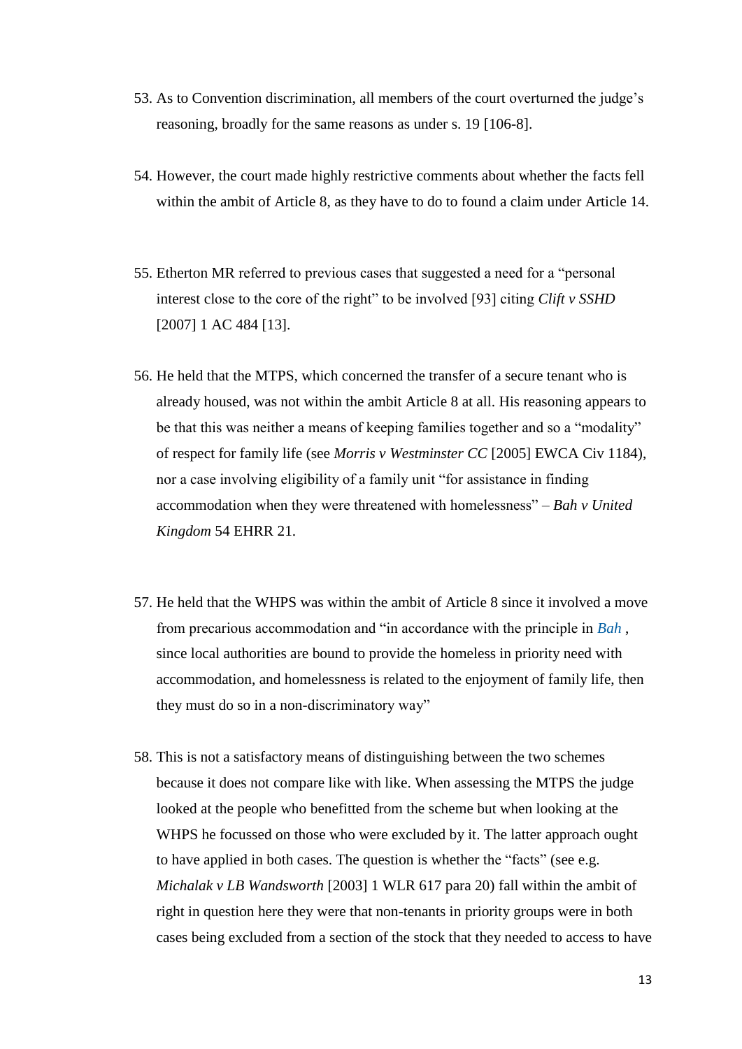53. As to Convention discrimination, all members of the court overturned the judge's reasoning, broadly for the same reasons as under s. 19 [106-8].

54. However, the court made highly restrictive comments about whether the facts fell within the ambit of Article 8, as they have to do to found a claim under Article 14.

55. Etherton MR referred to previous cases that suggested a need for a "personal interest close to the core of the right" to be involved [93] citing *Clift v SSHD* [2007] 1 AC 484 [13].

56. He held that the MTPS, which concerned the transfer of a secure tenant who is already housed, was not within the ambit Article 8 at all. His reasoning appears to be that this was neither a means of keeping families together and so a "modality" of respect for family life (see *Morris v Westminster CC* [2005] EWCA Civ 1184), nor a case involving eligibility of a family unit "for assistance in finding accommodation when they were threatened with homelessness" – *Bah v United Kingdom* 54 EHRR 21.

57. He held that the WHPS was within the ambit of Article 8 since it involved a move from precarious accommodation and "in accordance with the principle in *Bah* , since local authorities are bound to provide the homeless in priority need with accommodation, and homelessness is related to the enjoyment of family life, then they must do so in a non-discriminatory way"

58. This is not a satisfactory means of distinguishing between the two schemes because it does not compare like with like. When assessing the MTPS the judge looked at the people who benefitted from the scheme but when looking at the WHPS he focussed on those who were excluded by it. The latter approach ought to have applied in both cases. The question is whether the "facts" (see e.g. *Michalak v LB Wandsworth* [2003] 1 WLR 617 para 20) fall within the ambit of right in question here they were that non-tenants in priority groups were in both cases being excluded from a section of the stock that they needed to access to have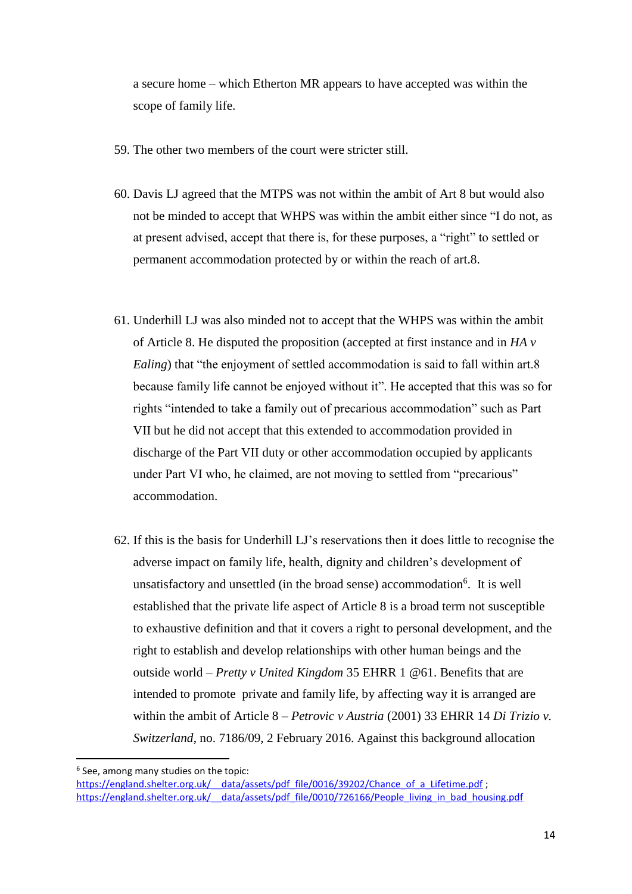a secure home – which Etherton MR appears to have accepted was within the scope of family life.

59. The other two members of the court were stricter still.

60. Davis LJ agreed that the MTPS was not within the ambit of Art 8 but would also not be minded to accept that WHPS was within the ambit either since "I do not, as at present advised, accept that there is, for these purposes, a "right" to settled or permanent accommodation protected by or within the reach of art.8.

61. Underhill LJ was also minded not to accept that the WHPS was within the ambit of Article 8. He disputed the proposition (accepted at first instance and in *HA v Ealing*) that "the enjoyment of settled accommodation is said to fall within art.8 because family life cannot be enjoyed without it". He accepted that this was so for rights "intended to take a family out of precarious accommodation" such as Part VII but he did not accept that this extended to accommodation provided in discharge of the Part VII duty or other accommodation occupied by applicants under Part VI who, he claimed, are not moving to settled from "precarious" accommodation.

62. If this is the basis for Underhill LJ's reservations then it does little to recognise the adverse impact on family life, health, dignity and children's development of unsatisfactory and unsettled (in the broad sense) accommodation[6]. It is well established that the private life aspect of Article 8 is a broad term not susceptible to exhaustive definition and that it covers a right to personal development, and the right to establish and develop relationships with other human beings and the outside world – *Pretty v United Kingdom* 35 EHRR 1 @61. Benefits that are intended to promote private and family life, by affecting way it is arranged are within the ambit of Article 8 – *Petrovic v Austria* (2001) 33 EHRR 14 *Di Trizio v. Switzerland*, no. 7186/09, 2 February 2016. Against this background allocation

[6] See, among many studies on the topic: https://england.shelter.org.uk/__data/assets/pdf_file/0016/39202/Chance_of_a_Lifetime.pdf ; https://england.shelter.org.uk/__data/assets/pdf_file/0010/726166/People_living_in_bad_housing.pdf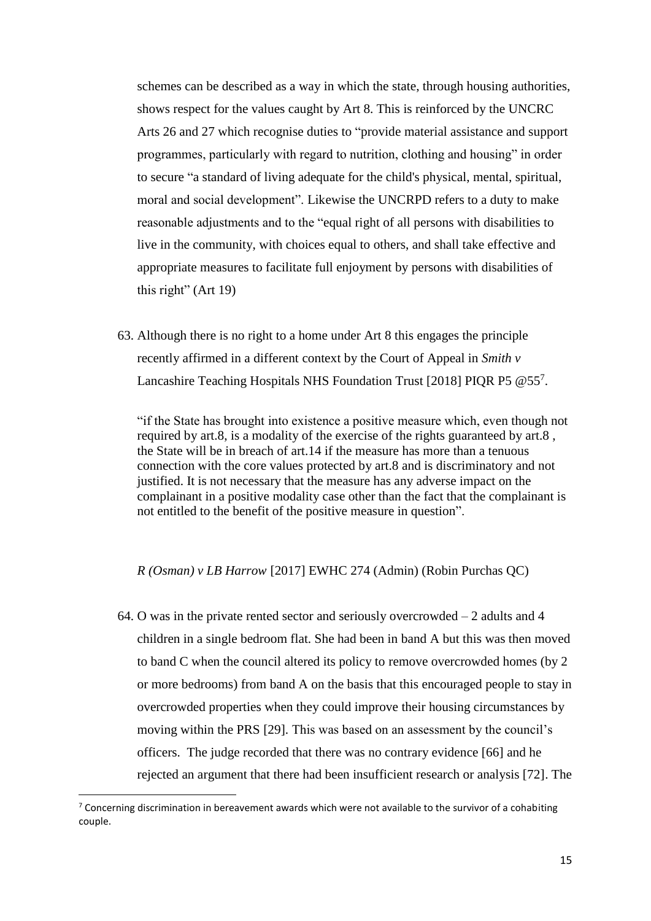schemes can be described as a way in which the state, through housing authorities, shows respect for the values caught by Art 8. This is reinforced by the UNCRC Arts 26 and 27 which recognise duties to "provide material assistance and support programmes, particularly with regard to nutrition, clothing and housing" in order to secure "a standard of living adequate for the child's physical, mental, spiritual, moral and social development". Likewise the UNCRPD refers to a duty to make reasonable adjustments and to the "equal right of all persons with disabilities to live in the community, with choices equal to others, and shall take effective and appropriate measures to facilitate full enjoyment by persons with disabilities of this right" (Art 19)

63. Although there is no right to a home under Art 8 this engages the principle recently affirmed in a different context by the Court of Appeal in *Smith v* Lancashire Teaching Hospitals NHS Foundation Trust [2018] PIQR P5 @55[7].

> "if the State has brought into existence a positive measure which, even though not required by art.8, is a modality of the exercise of the rights guaranteed by art.8 , the State will be in breach of art.14 if the measure has more than a tenuous connection with the core values protected by art.8 and is discriminatory and not justified. It is not necessary that the measure has any adverse impact on the complainant in a positive modality case other than the fact that the complainant is not entitled to the benefit of the positive measure in question".

*R (Osman) v LB Harrow* [2017] EWHC 274 (Admin) (Robin Purchas QC)

64. O was in the private rented sector and seriously overcrowded – 2 adults and 4 children in a single bedroom flat. She had been in band A but this was then moved to band C when the council altered its policy to remove overcrowded homes (by 2 or more bedrooms) from band A on the basis that this encouraged people to stay in overcrowded properties when they could improve their housing circumstances by moving within the PRS [29]. This was based on an assessment by the council's officers. The judge recorded that there was no contrary evidence [66] and he rejected an argument that there had been insufficient research or analysis [72]. The

[7] Concerning discrimination in bereavement awards which were not available to the survivor of a cohabiting couple.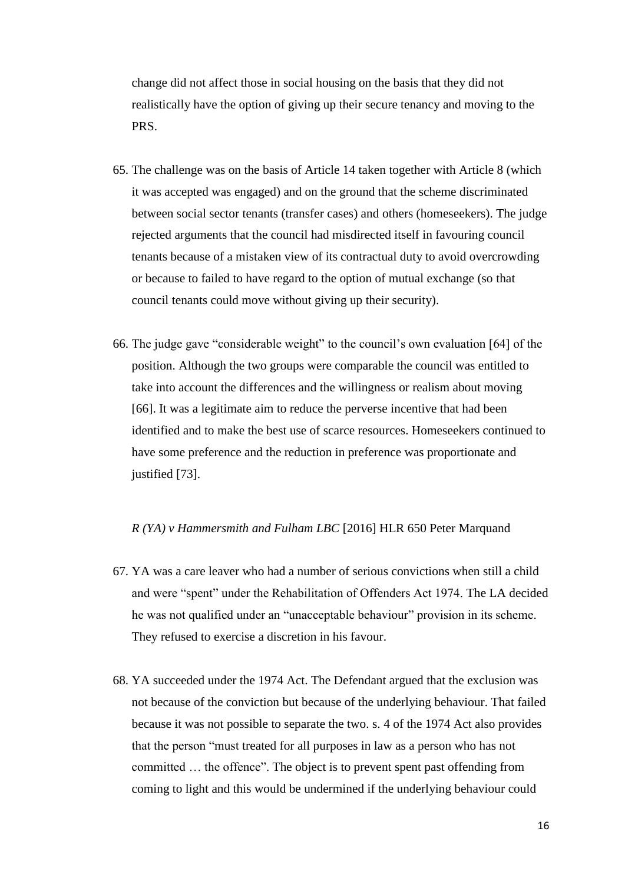change did not affect those in social housing on the basis that they did not realistically have the option of giving up their secure tenancy and moving to the PRS.

65. The challenge was on the basis of Article 14 taken together with Article 8 (which it was accepted was engaged) and on the ground that the scheme discriminated between social sector tenants (transfer cases) and others (homeseekers). The judge rejected arguments that the council had misdirected itself in favouring council tenants because of a mistaken view of its contractual duty to avoid overcrowding or because to failed to have regard to the option of mutual exchange (so that council tenants could move without giving up their security).

66. The judge gave "considerable weight" to the council's own evaluation [64] of the position. Although the two groups were comparable the council was entitled to take into account the differences and the willingness or realism about moving [66]. It was a legitimate aim to reduce the perverse incentive that had been identified and to make the best use of scarce resources. Homeseekers continued to have some preference and the reduction in preference was proportionate and justified [73].

*R (YA) v Hammersmith and Fulham LBC* [2016] HLR 650 Peter Marquand

67. YA was a care leaver who had a number of serious convictions when still a child and were "spent" under the Rehabilitation of Offenders Act 1974. The LA decided he was not qualified under an "unacceptable behaviour" provision in its scheme. They refused to exercise a discretion in his favour.

68. YA succeeded under the 1974 Act. The Defendant argued that the exclusion was not because of the conviction but because of the underlying behaviour. That failed because it was not possible to separate the two. s. 4 of the 1974 Act also provides that the person "must treated for all purposes in law as a person who has not committed … the offence". The object is to prevent spent past offending from coming to light and this would be undermined if the underlying behaviour could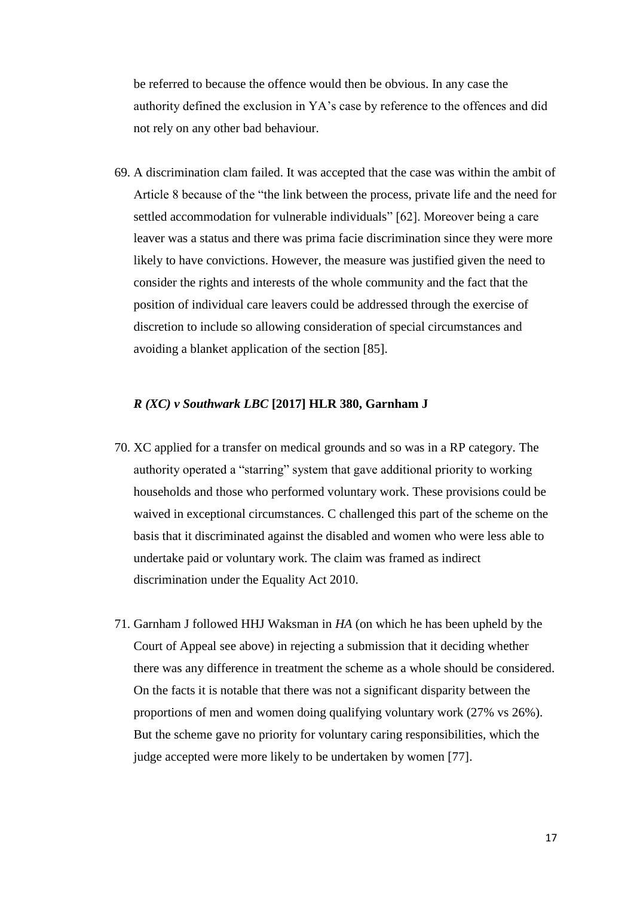be referred to because the offence would then be obvious. In any case the authority defined the exclusion in YA's case by reference to the offences and did not rely on any other bad behaviour.

69. A discrimination clam failed. It was accepted that the case was within the ambit of Article 8 because of the "the link between the process, private life and the need for settled accommodation for vulnerable individuals" [62]. Moreover being a care leaver was a status and there was prima facie discrimination since they were more likely to have convictions. However, the measure was justified given the need to consider the rights and interests of the whole community and the fact that the position of individual care leavers could be addressed through the exercise of discretion to include so allowing consideration of special circumstances and avoiding a blanket application of the section [85].

### *R (XC) v Southwark LBC* [2017] HLR 380, Garnham J

70. XC applied for a transfer on medical grounds and so was in a RP category. The authority operated a "starring" system that gave additional priority to working households and those who performed voluntary work. These provisions could be waived in exceptional circumstances. C challenged this part of the scheme on the basis that it discriminated against the disabled and women who were less able to undertake paid or voluntary work. The claim was framed as indirect discrimination under the Equality Act 2010.

71. Garnham J followed HHJ Waksman in *HA* (on which he has been upheld by the Court of Appeal see above) in rejecting a submission that it deciding whether there was any difference in treatment the scheme as a whole should be considered. On the facts it is notable that there was not a significant disparity between the proportions of men and women doing qualifying voluntary work (27% vs 26%). But the scheme gave no priority for voluntary caring responsibilities, which the judge accepted were more likely to be undertaken by women [77].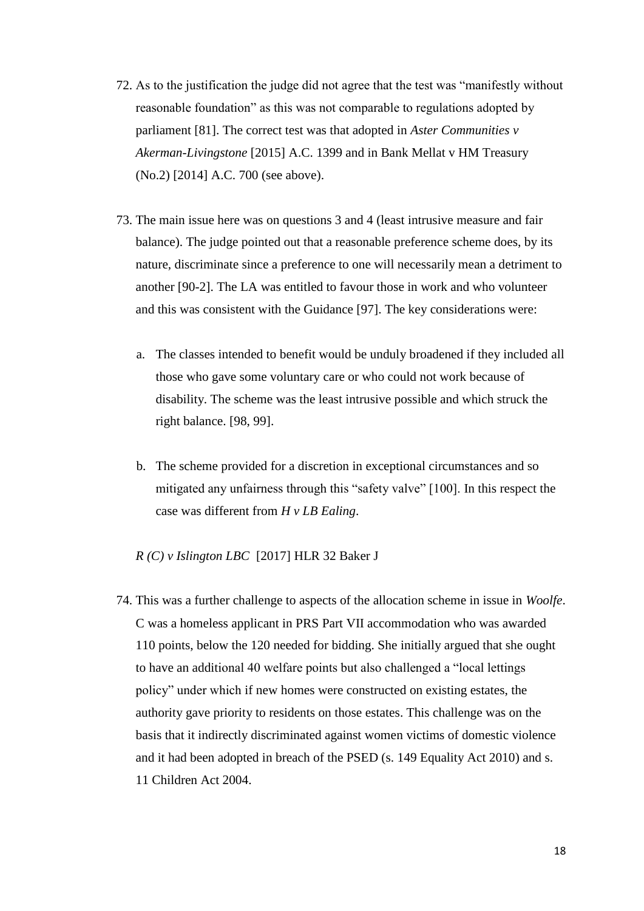72. As to the justification the judge did not agree that the test was "manifestly without reasonable foundation" as this was not comparable to regulations adopted by parliament [81]. The correct test was that adopted in *Aster Communities v Akerman-Livingstone* [2015] A.C. 1399 and in Bank Mellat v HM Treasury (No.2) [2014] A.C. 700 (see above).

73. The main issue here was on questions 3 and 4 (least intrusive measure and fair balance). The judge pointed out that a reasonable preference scheme does, by its nature, discriminate since a preference to one will necessarily mean a detriment to another [90-2]. The LA was entitled to favour those in work and who volunteer and this was consistent with the Guidance [97]. The key considerations were:

    a. The classes intended to benefit would be unduly broadened if they included all those who gave some voluntary care or who could not work because of disability. The scheme was the least intrusive possible and which struck the right balance. [98, 99].

    b. The scheme provided for a discretion in exceptional circumstances and so mitigated any unfairness through this "safety valve" [100]. In this respect the case was different from *H v LB Ealing*.

*R (C) v Islington LBC* [2017] HLR 32 Baker J

74. This was a further challenge to aspects of the allocation scheme in issue in *Woolfe*. C was a homeless applicant in PRS Part VII accommodation who was awarded 110 points, below the 120 needed for bidding. She initially argued that she ought to have an additional 40 welfare points but also challenged a "local lettings policy" under which if new homes were constructed on existing estates, the authority gave priority to residents on those estates. This challenge was on the basis that it indirectly discriminated against women victims of domestic violence and it had been adopted in breach of the PSED (s. 149 Equality Act 2010) and s. 11 Children Act 2004.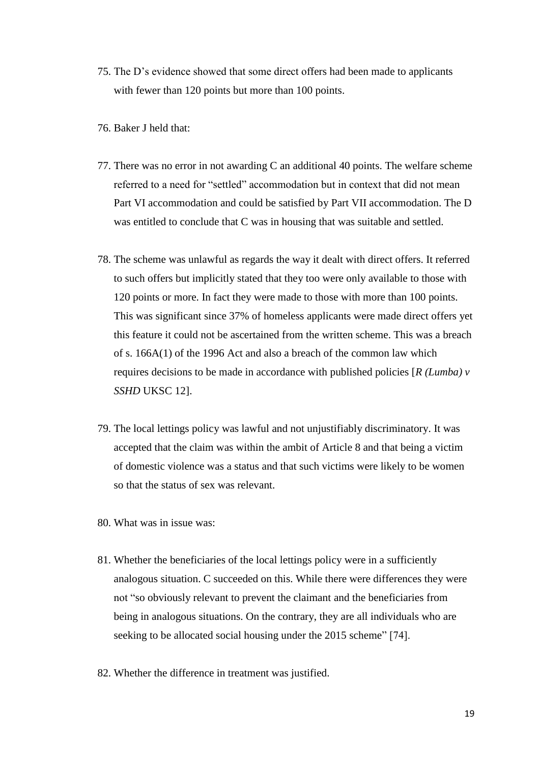75. The D's evidence showed that some direct offers had been made to applicants with fewer than 120 points but more than 100 points.

76. Baker J held that:

77. There was no error in not awarding C an additional 40 points. The welfare scheme referred to a need for "settled" accommodation but in context that did not mean Part VI accommodation and could be satisfied by Part VII accommodation. The D was entitled to conclude that C was in housing that was suitable and settled.

78. The scheme was unlawful as regards the way it dealt with direct offers. It referred to such offers but implicitly stated that they too were only available to those with 120 points or more. In fact they were made to those with more than 100 points. This was significant since 37% of homeless applicants were made direct offers yet this feature it could not be ascertained from the written scheme. This was a breach of s. 166A(1) of the 1996 Act and also a breach of the common law which requires decisions to be made in accordance with published policies [*R (Lumba) v SSHD* UKSC 12].

79. The local lettings policy was lawful and not unjustifiably discriminatory. It was accepted that the claim was within the ambit of Article 8 and that being a victim of domestic violence was a status and that such victims were likely to be women so that the status of sex was relevant.

80. What was in issue was:

81. Whether the beneficiaries of the local lettings policy were in a sufficiently analogous situation. C succeeded on this. While there were differences they were not "so obviously relevant to prevent the claimant and the beneficiaries from being in analogous situations. On the contrary, they are all individuals who are seeking to be allocated social housing under the 2015 scheme" [74].

82. Whether the difference in treatment was justified.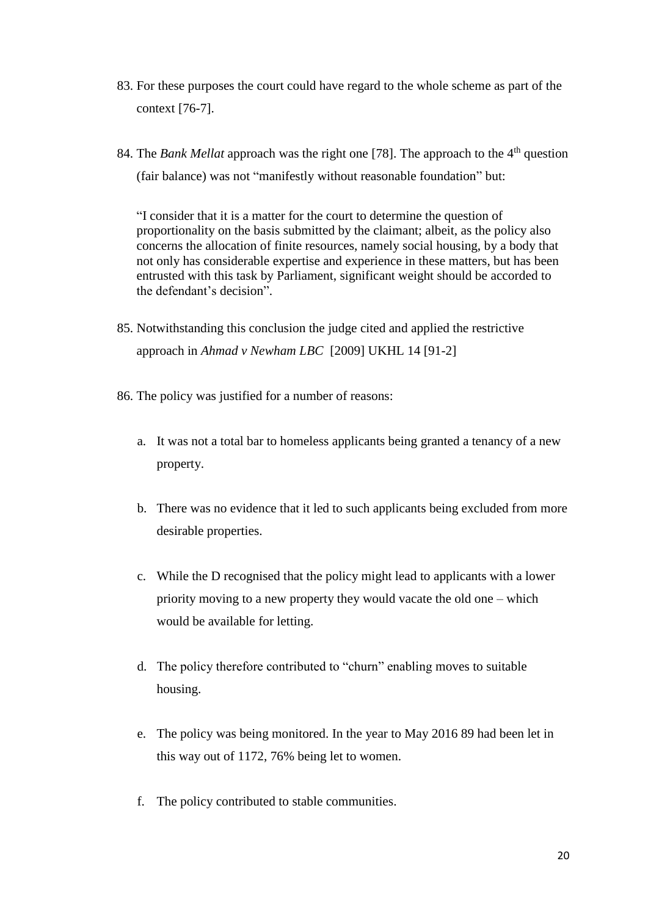83. For these purposes the court could have regard to the whole scheme as part of the context [76-7].

84. The *Bank Mellat* approach was the right one [78]. The approach to the 4th question (fair balance) was not "manifestly without reasonable foundation" but:

    "I consider that it is a matter for the court to determine the question of proportionality on the basis submitted by the claimant; albeit, as the policy also concerns the allocation of finite resources, namely social housing, by a body that not only has considerable expertise and experience in these matters, but has been entrusted with this task by Parliament, significant weight should be accorded to the defendant's decision".

85. Notwithstanding this conclusion the judge cited and applied the restrictive approach in *Ahmad v Newham LBC* [2009] UKHL 14 [91-2]

86. The policy was justified for a number of reasons:

    a. It was not a total bar to homeless applicants being granted a tenancy of a new property.

    b. There was no evidence that it led to such applicants being excluded from more desirable properties.

    c. While the D recognised that the policy might lead to applicants with a lower priority moving to a new property they would vacate the old one – which would be available for letting.

    d. The policy therefore contributed to "churn" enabling moves to suitable housing.

    e. The policy was being monitored. In the year to May 2016 89 had been let in this way out of 1172, 76% being let to women.

    f. The policy contributed to stable communities.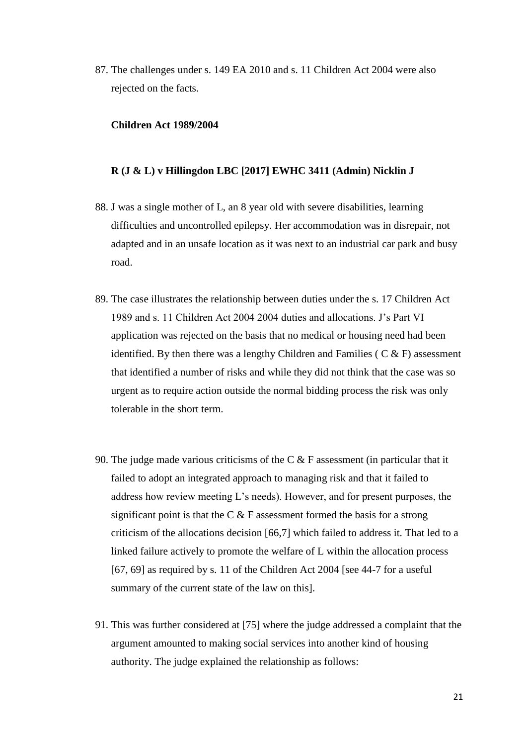87. The challenges under s. 149 EA 2010 and s. 11 Children Act 2004 were also rejected on the facts.

**Children Act 1989/2004**

**R (J & L) v Hillingdon LBC [2017] EWHC 3411 (Admin) Nicklin J**

88. J was a single mother of L, an 8 year old with severe disabilities, learning difficulties and uncontrolled epilepsy. Her accommodation was in disrepair, not adapted and in an unsafe location as it was next to an industrial car park and busy road.

89. The case illustrates the relationship between duties under the s. 17 Children Act 1989 and s. 11 Children Act 2004 2004 duties and allocations. J's Part VI application was rejected on the basis that no medical or housing need had been identified. By then there was a lengthy Children and Families ( C & F) assessment that identified a number of risks and while they did not think that the case was so urgent as to require action outside the normal bidding process the risk was only tolerable in the short term.

90. The judge made various criticisms of the C & F assessment (in particular that it failed to adopt an integrated approach to managing risk and that it failed to address how review meeting L's needs). However, and for present purposes, the significant point is that the C & F assessment formed the basis for a strong criticism of the allocations decision [66,7] which failed to address it. That led to a linked failure actively to promote the welfare of L within the allocation process [67, 69] as required by s. 11 of the Children Act 2004 [see 44-7 for a useful summary of the current state of the law on this].

91. This was further considered at [75] where the judge addressed a complaint that the argument amounted to making social services into another kind of housing authority. The judge explained the relationship as follows: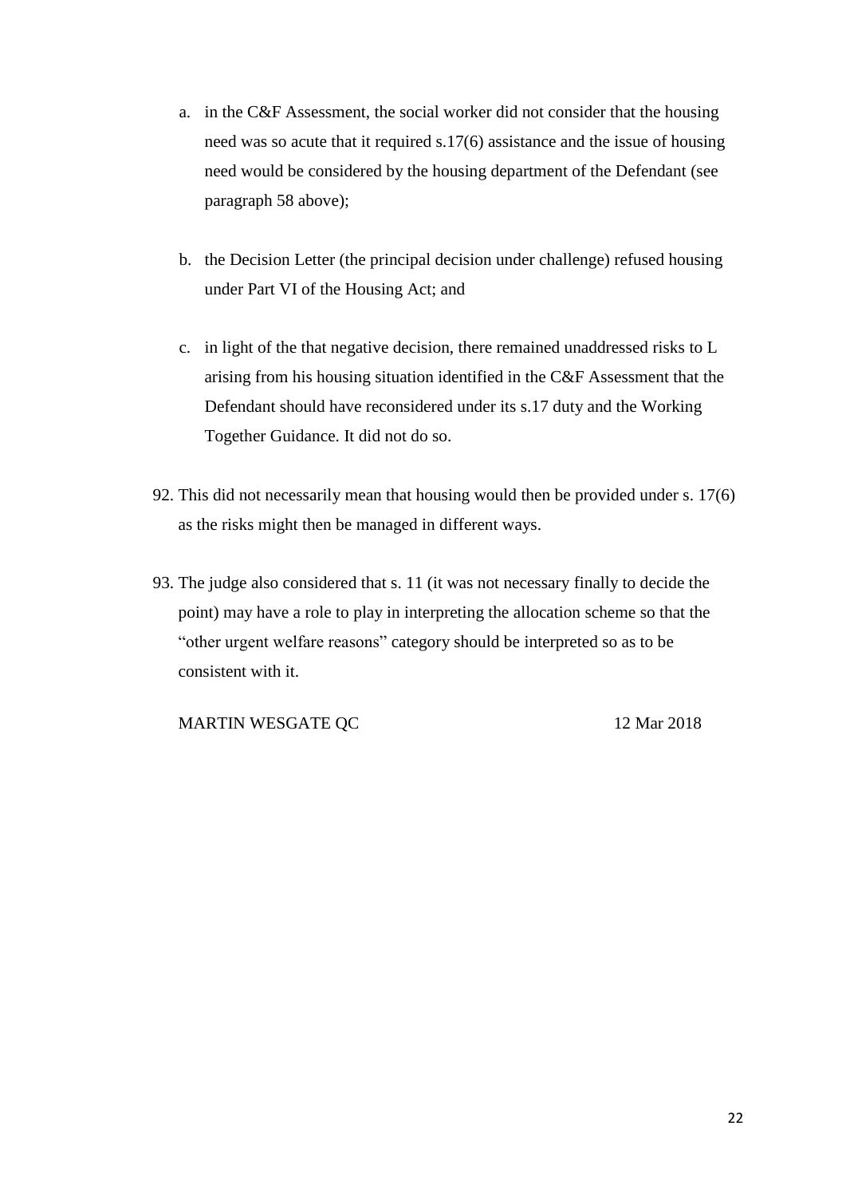a. in the C&F Assessment, the social worker did not consider that the housing need was so acute that it required s.17(6) assistance and the issue of housing need would be considered by the housing department of the Defendant (see paragraph 58 above);

b. the Decision Letter (the principal decision under challenge) refused housing under Part VI of the Housing Act; and

c. in light of the that negative decision, there remained unaddressed risks to L arising from his housing situation identified in the C&F Assessment that the Defendant should have reconsidered under its s.17 duty and the Working Together Guidance. It did not do so.

92. This did not necessarily mean that housing would then be provided under s. 17(6) as the risks might then be managed in different ways.

93. The judge also considered that s. 11 (it was not necessary finally to decide the point) may have a role to play in interpreting the allocation scheme so that the "other urgent welfare reasons" category should be interpreted so as to be consistent with it.

MARTIN WESGATE QC 12 Mar 2018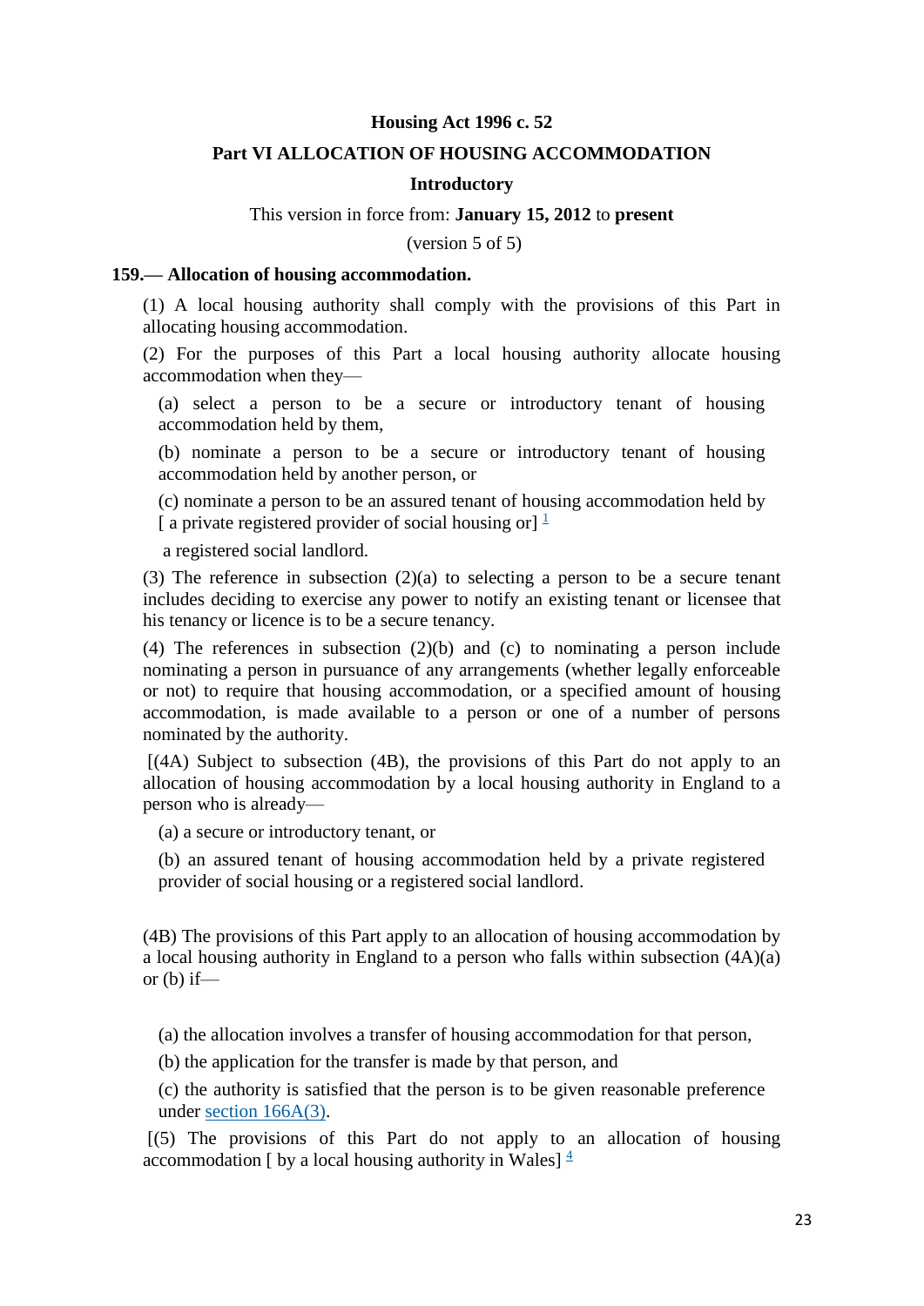**Housing Act 1996 c. 52**

**Part VI ALLOCATION OF HOUSING ACCOMMODATION**

**Introductory**

This version in force from: **January 15, 2012** to **present**

(version 5 of 5)

**159.— Allocation of housing accommodation.**

(1) A local housing authority shall comply with the provisions of this Part in allocating housing accommodation.

(2) For the purposes of this Part a local housing authority allocate housing accommodation when they—

(a) select a person to be a secure or introductory tenant of housing accommodation held by them,

(b) nominate a person to be a secure or introductory tenant of housing accommodation held by another person, or

(c) nominate a person to be an assured tenant of housing accommodation held by [ a private registered provider of social housing or] [1]

a registered social landlord.

(3) The reference in subsection (2)(a) to selecting a person to be a secure tenant includes deciding to exercise any power to notify an existing tenant or licensee that his tenancy or licence is to be a secure tenancy.

(4) The references in subsection (2)(b) and (c) to nominating a person include nominating a person in pursuance of any arrangements (whether legally enforceable or not) to require that housing accommodation, or a specified amount of housing accommodation, is made available to a person or one of a number of persons nominated by the authority.

[(4A) Subject to subsection (4B), the provisions of this Part do not apply to an allocation of housing accommodation by a local housing authority in England to a person who is already—

(a) a secure or introductory tenant, or

(b) an assured tenant of housing accommodation held by a private registered provider of social housing or a registered social landlord.

(4B) The provisions of this Part apply to an allocation of housing accommodation by a local housing authority in England to a person who falls within subsection (4A)(a) or (b) if—

(a) the allocation involves a transfer of housing accommodation for that person,

(b) the application for the transfer is made by that person, and

(c) the authority is satisfied that the person is to be given reasonable preference under section 166A(3).

[(5) The provisions of this Part do not apply to an allocation of housing accommodation [ by a local housing authority in Wales] [4]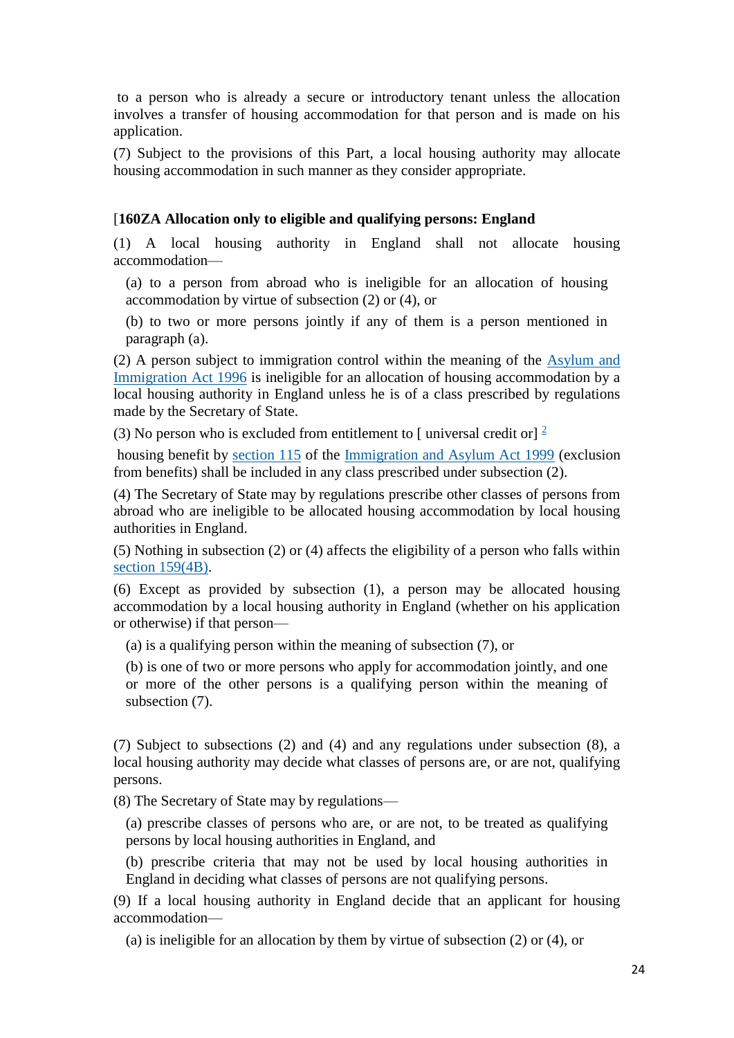to a person who is already a secure or introductory tenant unless the allocation involves a transfer of housing accommodation for that person and is made on his application.

(7) Subject to the provisions of this Part, a local housing authority may allocate housing accommodation in such manner as they consider appropriate.

[**160ZA Allocation only to eligible and qualifying persons: England**

(1) A local housing authority in England shall not allocate housing accommodation—

(a) to a person from abroad who is ineligible for an allocation of housing accommodation by virtue of subsection (2) or (4), or

(b) to two or more persons jointly if any of them is a person mentioned in paragraph (a).

(2) A person subject to immigration control within the meaning of the Asylum and Immigration Act 1996 is ineligible for an allocation of housing accommodation by a local housing authority in England unless he is of a class prescribed by regulations made by the Secretary of State.

(3) No person who is excluded from entitlement to [ universal credit or] [2] housing benefit by section 115 of the Immigration and Asylum Act 1999 (exclusion from benefits) shall be included in any class prescribed under subsection (2).

(4) The Secretary of State may by regulations prescribe other classes of persons from abroad who are ineligible to be allocated housing accommodation by local housing authorities in England.

(5) Nothing in subsection (2) or (4) affects the eligibility of a person who falls within section 159(4B).

(6) Except as provided by subsection (1), a person may be allocated housing accommodation by a local housing authority in England (whether on his application or otherwise) if that person—

(a) is a qualifying person within the meaning of subsection (7), or

(b) is one of two or more persons who apply for accommodation jointly, and one or more of the other persons is a qualifying person within the meaning of subsection (7).

(7) Subject to subsections (2) and (4) and any regulations under subsection (8), a local housing authority may decide what classes of persons are, or are not, qualifying persons.

(8) The Secretary of State may by regulations—

(a) prescribe classes of persons who are, or are not, to be treated as qualifying persons by local housing authorities in England, and

(b) prescribe criteria that may not be used by local housing authorities in England in deciding what classes of persons are not qualifying persons.

(9) If a local housing authority in England decide that an applicant for housing accommodation—

(a) is ineligible for an allocation by them by virtue of subsection (2) or (4), or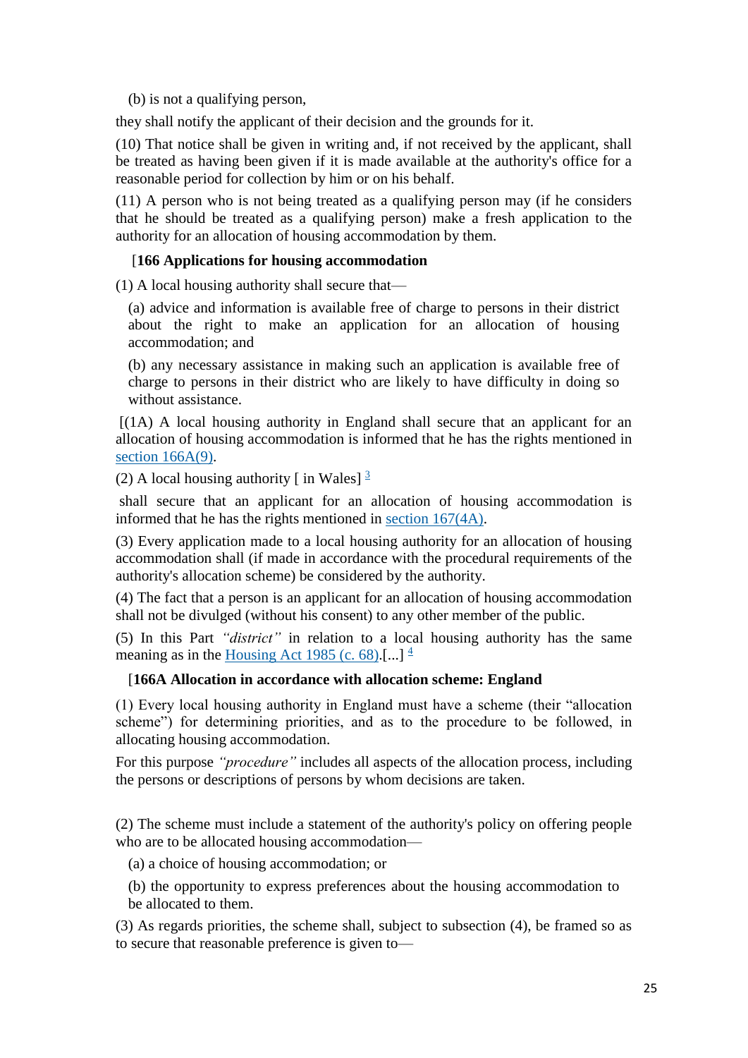(b) is not a qualifying person,

they shall notify the applicant of their decision and the grounds for it.

(10) That notice shall be given in writing and, if not received by the applicant, shall be treated as having been given if it is made available at the authority's office for a reasonable period for collection by him or on his behalf.

(11) A person who is not being treated as a qualifying person may (if he considers that he should be treated as a qualifying person) make a fresh application to the authority for an allocation of housing accommodation by them.

[**166 Applications for housing accommodation**

(1) A local housing authority shall secure that—

(a) advice and information is available free of charge to persons in their district about the right to make an application for an allocation of housing accommodation; and

(b) any necessary assistance in making such an application is available free of charge to persons in their district who are likely to have difficulty in doing so without assistance.

[(1A) A local housing authority in England shall secure that an applicant for an allocation of housing accommodation is informed that he has the rights mentioned in section 166A(9).

(2) A local housing authority [ in Wales] [3]

shall secure that an applicant for an allocation of housing accommodation is informed that he has the rights mentioned in section 167(4A).

(3) Every application made to a local housing authority for an allocation of housing accommodation shall (if made in accordance with the procedural requirements of the authority's allocation scheme) be considered by the authority.

(4) The fact that a person is an applicant for an allocation of housing accommodation shall not be divulged (without his consent) to any other member of the public.

(5) In this Part *"district"* in relation to a local housing authority has the same meaning as in the Housing Act 1985 (c. 68).[...] [4]

[**166A Allocation in accordance with allocation scheme: England**

(1) Every local housing authority in England must have a scheme (their "allocation scheme") for determining priorities, and as to the procedure to be followed, in allocating housing accommodation.

For this purpose *"procedure"* includes all aspects of the allocation process, including the persons or descriptions of persons by whom decisions are taken.

(2) The scheme must include a statement of the authority's policy on offering people who are to be allocated housing accommodation—

(a) a choice of housing accommodation; or

(b) the opportunity to express preferences about the housing accommodation to be allocated to them.

(3) As regards priorities, the scheme shall, subject to subsection (4), be framed so as to secure that reasonable preference is given to—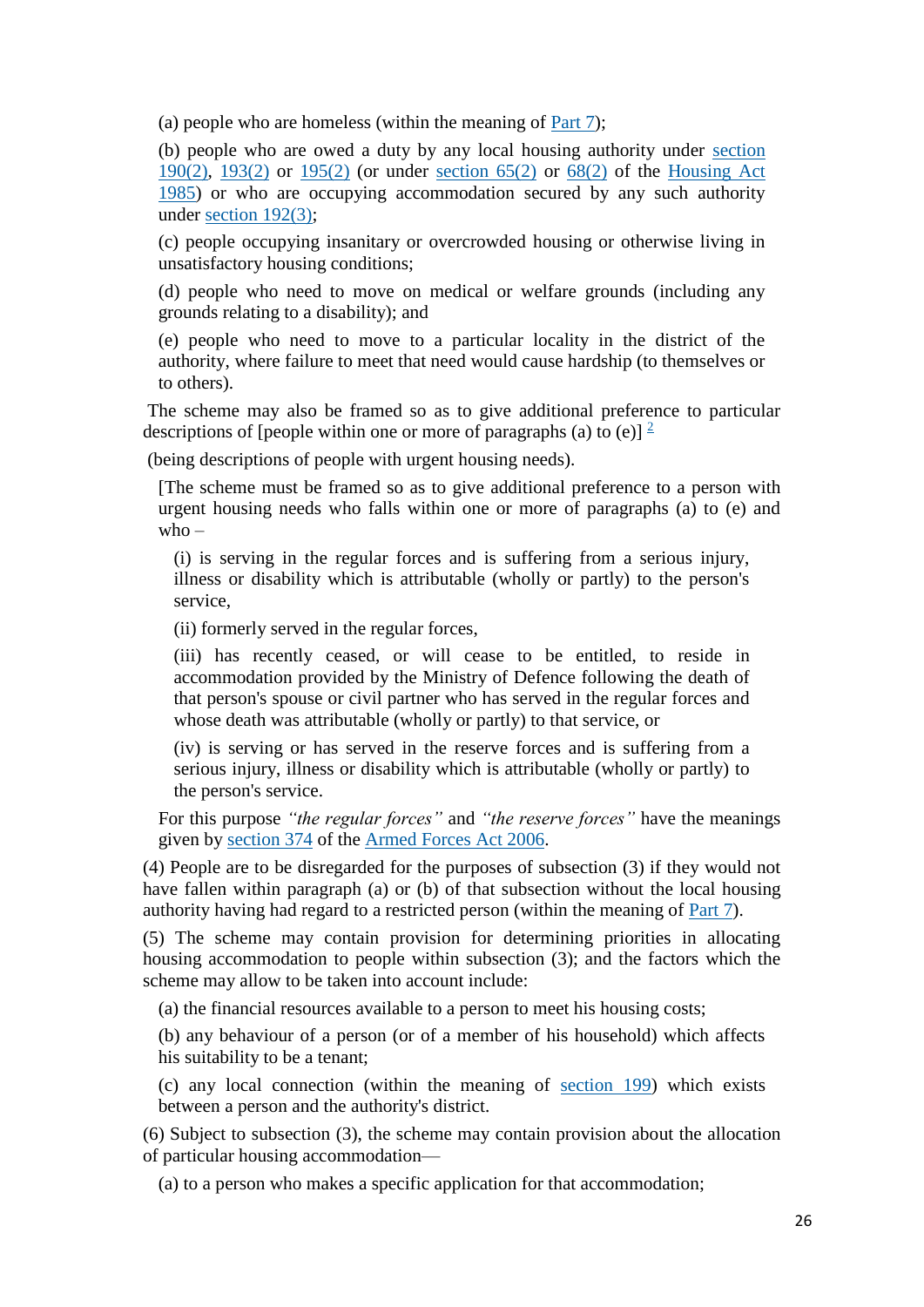(a) people who are homeless (within the meaning of Part 7);

(b) people who are owed a duty by any local housing authority under section 190(2), 193(2) or 195(2) (or under section 65(2) or 68(2) of the Housing Act 1985) or who are occupying accommodation secured by any such authority under section 192(3);

(c) people occupying insanitary or overcrowded housing or otherwise living in unsatisfactory housing conditions;

(d) people who need to move on medical or welfare grounds (including any grounds relating to a disability); and

(e) people who need to move to a particular locality in the district of the authority, where failure to meet that need would cause hardship (to themselves or to others).

The scheme may also be framed so as to give additional preference to particular descriptions of [people within one or more of paragraphs (a) to (e)] [2]

(being descriptions of people with urgent housing needs).

[The scheme must be framed so as to give additional preference to a person with urgent housing needs who falls within one or more of paragraphs (a) to (e) and who –

(i) is serving in the regular forces and is suffering from a serious injury, illness or disability which is attributable (wholly or partly) to the person's service,

(ii) formerly served in the regular forces,

(iii) has recently ceased, or will cease to be entitled, to reside in accommodation provided by the Ministry of Defence following the death of that person's spouse or civil partner who has served in the regular forces and whose death was attributable (wholly or partly) to that service, or

(iv) is serving or has served in the reserve forces and is suffering from a serious injury, illness or disability which is attributable (wholly or partly) to the person's service.

For this purpose *"the regular forces"* and *"the reserve forces"* have the meanings given by section 374 of the Armed Forces Act 2006.

(4) People are to be disregarded for the purposes of subsection (3) if they would not have fallen within paragraph (a) or (b) of that subsection without the local housing authority having had regard to a restricted person (within the meaning of Part 7).

(5) The scheme may contain provision for determining priorities in allocating housing accommodation to people within subsection (3); and the factors which the scheme may allow to be taken into account include:

(a) the financial resources available to a person to meet his housing costs;

(b) any behaviour of a person (or of a member of his household) which affects his suitability to be a tenant;

(c) any local connection (within the meaning of section 199) which exists between a person and the authority's district.

(6) Subject to subsection (3), the scheme may contain provision about the allocation of particular housing accommodation—

(a) to a person who makes a specific application for that accommodation;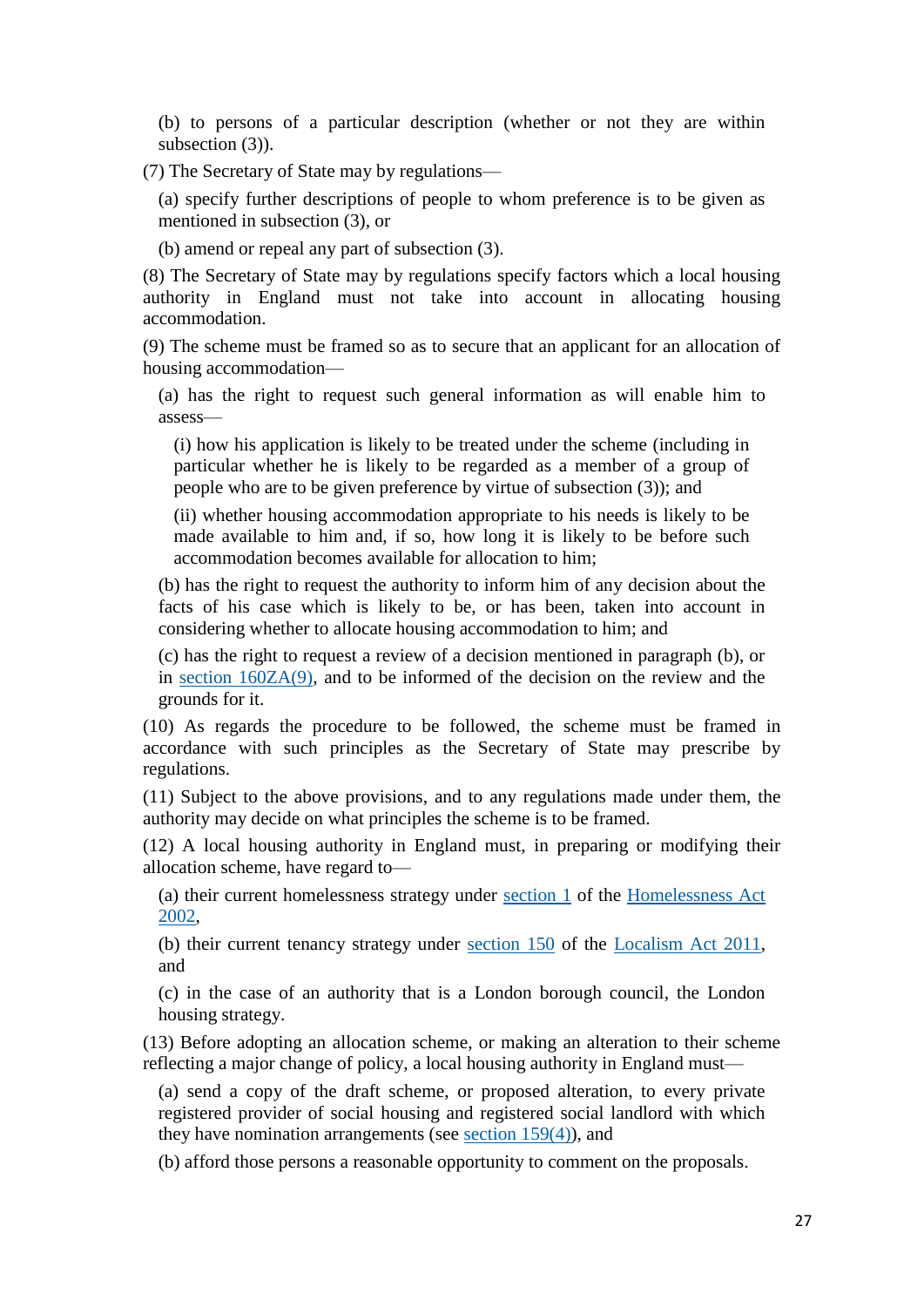(b) to persons of a particular description (whether or not they are within subsection (3)).

(7) The Secretary of State may by regulations—

(a) specify further descriptions of people to whom preference is to be given as mentioned in subsection (3), or

(b) amend or repeal any part of subsection (3).

(8) The Secretary of State may by regulations specify factors which a local housing authority in England must not take into account in allocating housing accommodation.

(9) The scheme must be framed so as to secure that an applicant for an allocation of housing accommodation—

(a) has the right to request such general information as will enable him to assess—

(i) how his application is likely to be treated under the scheme (including in particular whether he is likely to be regarded as a member of a group of people who are to be given preference by virtue of subsection (3)); and

(ii) whether housing accommodation appropriate to his needs is likely to be made available to him and, if so, how long it is likely to be before such accommodation becomes available for allocation to him;

(b) has the right to request the authority to inform him of any decision about the facts of his case which is likely to be, or has been, taken into account in considering whether to allocate housing accommodation to him; and

(c) has the right to request a review of a decision mentioned in paragraph (b), or in section 160ZA(9), and to be informed of the decision on the review and the grounds for it.

(10) As regards the procedure to be followed, the scheme must be framed in accordance with such principles as the Secretary of State may prescribe by regulations.

(11) Subject to the above provisions, and to any regulations made under them, the authority may decide on what principles the scheme is to be framed.

(12) A local housing authority in England must, in preparing or modifying their allocation scheme, have regard to—

(a) their current homelessness strategy under section 1 of the Homelessness Act 2002,

(b) their current tenancy strategy under section 150 of the Localism Act 2011, and

(c) in the case of an authority that is a London borough council, the London housing strategy.

(13) Before adopting an allocation scheme, or making an alteration to their scheme reflecting a major change of policy, a local housing authority in England must—

(a) send a copy of the draft scheme, or proposed alteration, to every private registered provider of social housing and registered social landlord with which they have nomination arrangements (see section 159(4)), and

(b) afford those persons a reasonable opportunity to comment on the proposals.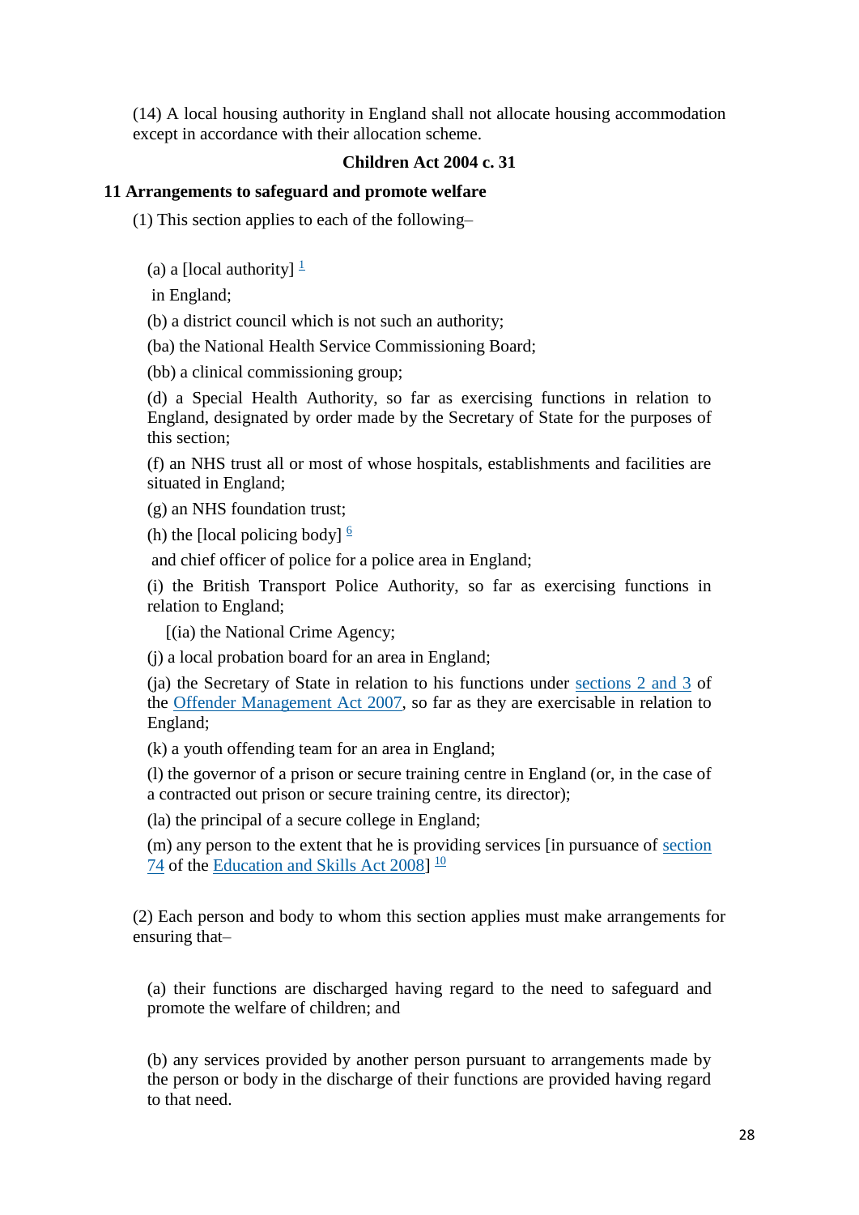(14) A local housing authority in England shall not allocate housing accommodation except in accordance with their allocation scheme.

**Children Act 2004 c. 31**

**11 Arrangements to safeguard and promote welfare**

(1) This section applies to each of the following–

(a) a [local authority] [1]

in England;

(b) a district council which is not such an authority;

(ba) the National Health Service Commissioning Board;

(bb) a clinical commissioning group;

(d) a Special Health Authority, so far as exercising functions in relation to England, designated by order made by the Secretary of State for the purposes of this section;

(f) an NHS trust all or most of whose hospitals, establishments and facilities are situated in England;

(g) an NHS foundation trust;

(h) the [local policing body] [6]

and chief officer of police for a police area in England;

(i) the British Transport Police Authority, so far as exercising functions in relation to England;

[(ia) the National Crime Agency;

(j) a local probation board for an area in England;

(ja) the Secretary of State in relation to his functions under sections 2 and 3 of the Offender Management Act 2007, so far as they are exercisable in relation to England;

(k) a youth offending team for an area in England;

(l) the governor of a prison or secure training centre in England (or, in the case of a contracted out prison or secure training centre, its director);

(la) the principal of a secure college in England;

(m) any person to the extent that he is providing services [in pursuance of section 74 of the Education and Skills Act 2008] [10]

(2) Each person and body to whom this section applies must make arrangements for ensuring that–

(a) their functions are discharged having regard to the need to safeguard and promote the welfare of children; and

(b) any services provided by another person pursuant to arrangements made by the person or body in the discharge of their functions are provided having regard to that need.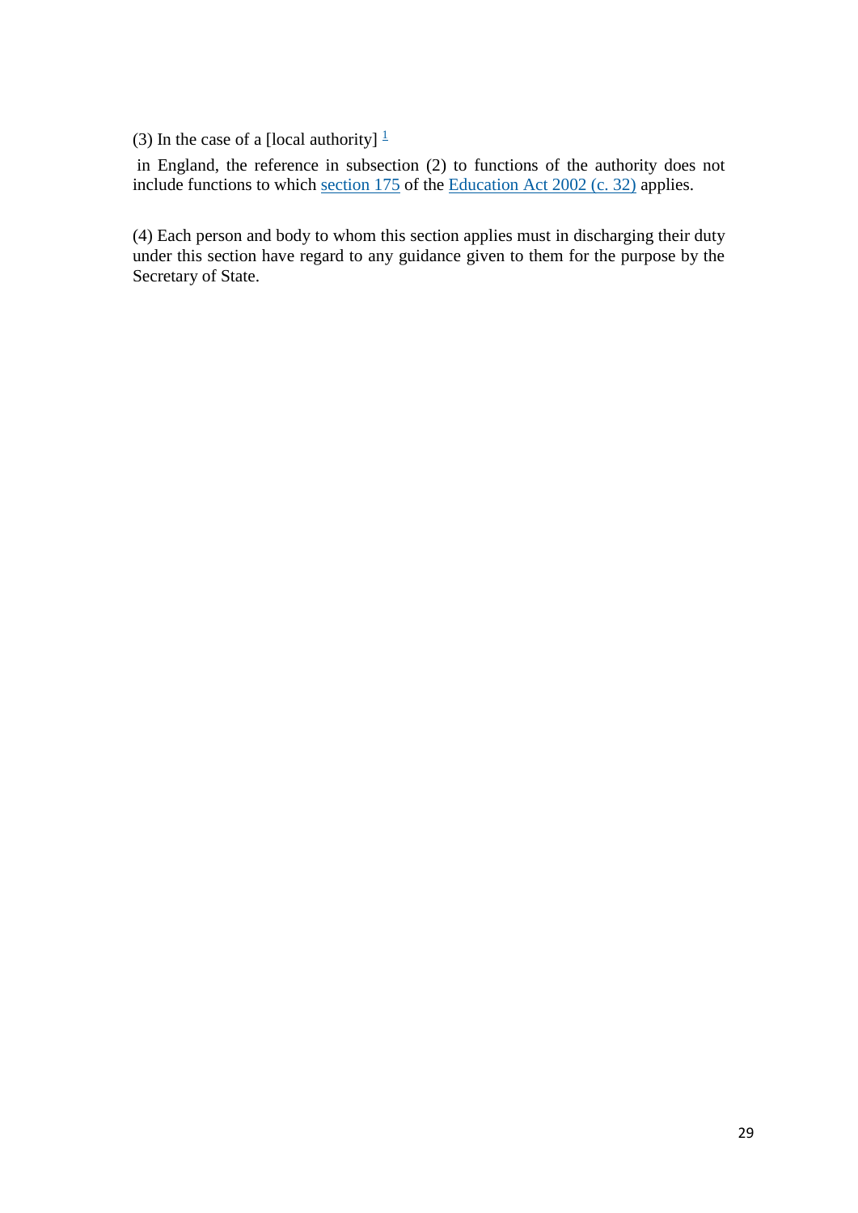(3) In the case of a [local authority] [1]

in England, the reference in subsection (2) to functions of the authority does not include functions to which section 175 of the Education Act 2002 (c. 32) applies.

(4) Each person and body to whom this section applies must in discharging their duty under this section have regard to any guidance given to them for the purpose by the Secretary of State.